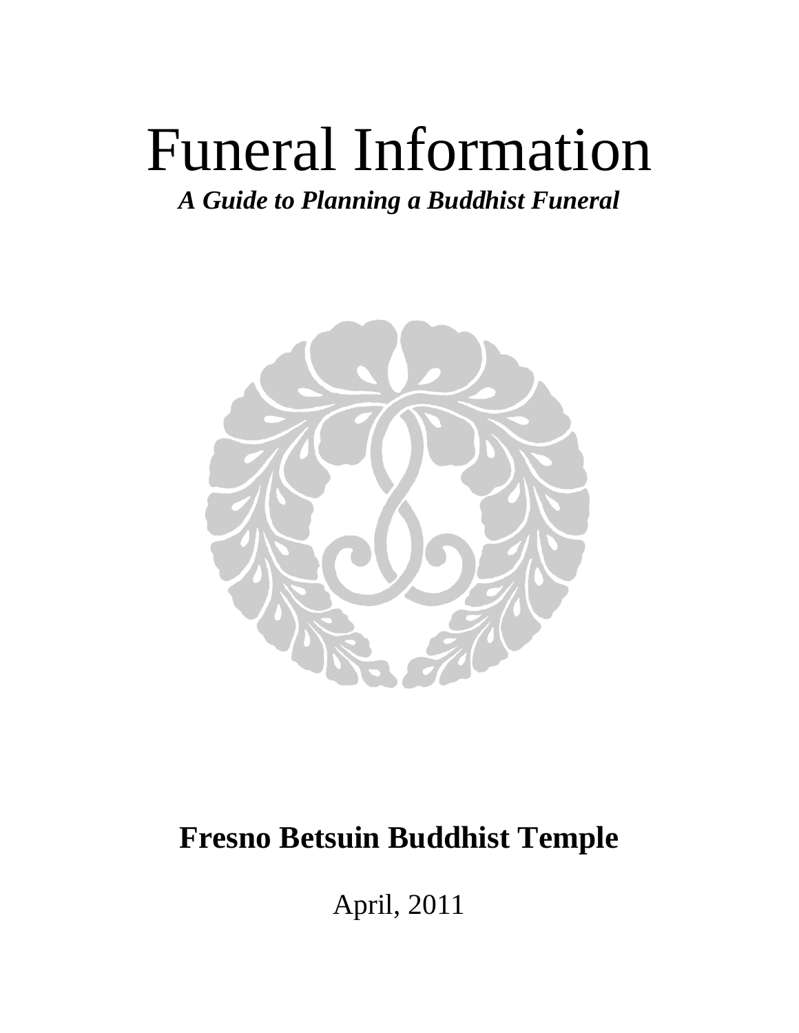# Funeral Information

***A Guide to Planning a Buddhist Funeral***

**Fresno Betsuin Buddhist Temple**

April, 2011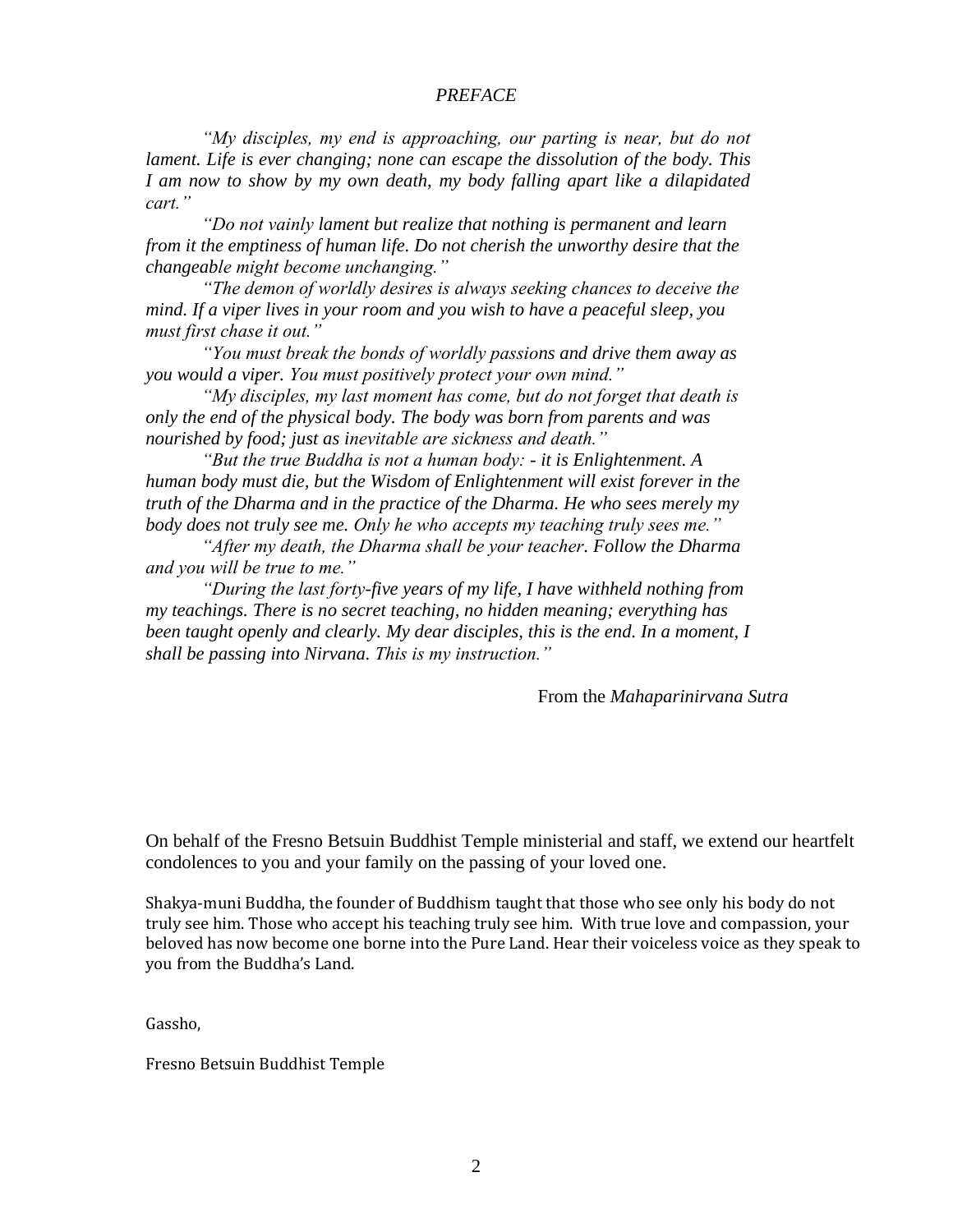# *PREFACE*

*"My disciples, my end is approaching, our parting is near, but do not lament. Life is ever changing; none can escape the dissolution of the body. This I am now to show by my own death, my body falling apart like a dilapidated cart."*

*"Do not vainly lament but realize that nothing is permanent and learn from it the emptiness of human life. Do not cherish the unworthy desire that the changeable might become unchanging."*

*"The demon of worldly desires is always seeking chances to deceive the mind. If a viper lives in your room and you wish to have a peaceful sleep, you must first chase it out."*

*"You must break the bonds of worldly passions and drive them away as you would a viper. You must positively protect your own mind."*

*"My disciples, my last moment has come, but do not forget that death is only the end of the physical body. The body was born from parents and was nourished by food; just as inevitable are sickness and death."*

*"But the true Buddha is not a human body: - it is Enlightenment. A human body must die, but the Wisdom of Enlightenment will exist forever in the truth of the Dharma and in the practice of the Dharma. He who sees merely my body does not truly see me. Only he who accepts my teaching truly sees me."*

*"After my death, the Dharma shall be your teacher. Follow the Dharma and you will be true to me."*

*"During the last forty-five years of my life, I have withheld nothing from my teachings. There is no secret teaching, no hidden meaning; everything has been taught openly and clearly. My dear disciples, this is the end. In a moment, I shall be passing into Nirvana. This is my instruction."*

From the *Mahaparinirvana Sutra*

On behalf of the Fresno Betsuin Buddhist Temple ministerial and staff, we extend our heartfelt condolences to you and your family on the passing of your loved one.

Shakya-muni Buddha, the founder of Buddhism taught that those who see only his body do not truly see him. Those who accept his teaching truly see him. With true love and compassion, your beloved has now become one borne into the Pure Land. Hear their voiceless voice as they speak to you from the Buddha's Land.

Gassho,

Fresno Betsuin Buddhist Temple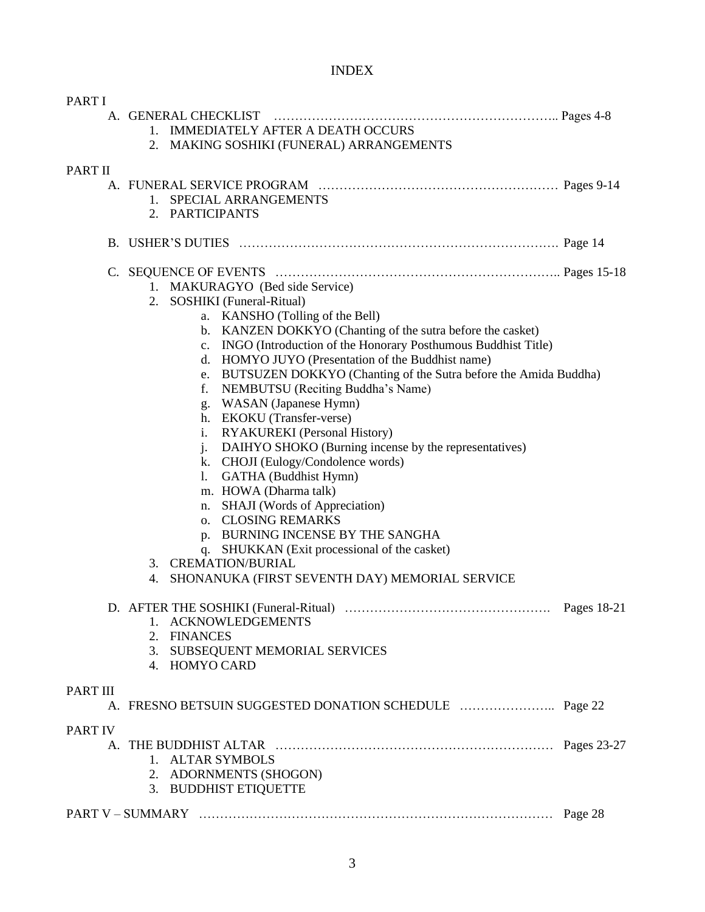# INDEX

PART I

A. GENERAL CHECKLIST ………………………………………………………….. Pages 4-8
   1. IMMEDIATELY AFTER A DEATH OCCURS
   2. MAKING SOSHIKI (FUNERAL) ARRANGEMENTS

PART II

A. FUNERAL SERVICE PROGRAM ……………………………………………… Pages 9-14
   1. SPECIAL ARRANGEMENTS
   2. PARTICIPANTS

B. USHER'S DUTIES …………………………………………………………………. Page 14

C. SEQUENCE OF EVENTS ………………………………………………………….. Pages 15-18
   1. MAKURAGYO (Bed side Service)
   2. SOSHIKI (Funeral-Ritual)
      a. KANSHO (Tolling of the Bell)
      b. KANZEN DOKKYO (Chanting of the sutra before the casket)
      c. INGO (Introduction of the Honorary Posthumous Buddhist Title)
      d. HOMYO JUYO (Presentation of the Buddhist name)
      e. BUTSUZEN DOKKYO (Chanting of the Sutra before the Amida Buddha)
      f. NEMBUTSU (Reciting Buddha's Name)
      g. WASAN (Japanese Hymn)
      h. EKOKU (Transfer-verse)
      i. RYAKUREKI (Personal History)
      j. DAIHYO SHOKO (Burning incense by the representatives)
      k. CHOJI (Eulogy/Condolence words)
      l. GATHA (Buddhist Hymn)
      m. HOWA (Dharma talk)
      n. SHAJI (Words of Appreciation)
      o. CLOSING REMARKS
      p. BURNING INCENSE BY THE SANGHA
      q. SHUKKAN (Exit processional of the casket)
   3. CREMATION/BURIAL
   4. SHONANUKA (FIRST SEVENTH DAY) MEMORIAL SERVICE

D. AFTER THE SOSHIKI (Funeral-Ritual) …………………………………………. Pages 18-21
   1. ACKNOWLEDGEMENTS
   2. FINANCES
   3. SUBSEQUENT MEMORIAL SERVICES
   4. HOMYO CARD

PART III

A. FRESNO BETSUIN SUGGESTED DONATION SCHEDULE ………………….. Page 22

PART IV

A. THE BUDDHIST ALTAR ………………………………………………………… Pages 23-27
   1. ALTAR SYMBOLS
   2. ADORNMENTS (SHOGON)
   3. BUDDHIST ETIQUETTE

PART V – SUMMARY ………………………………………………………………… Page 28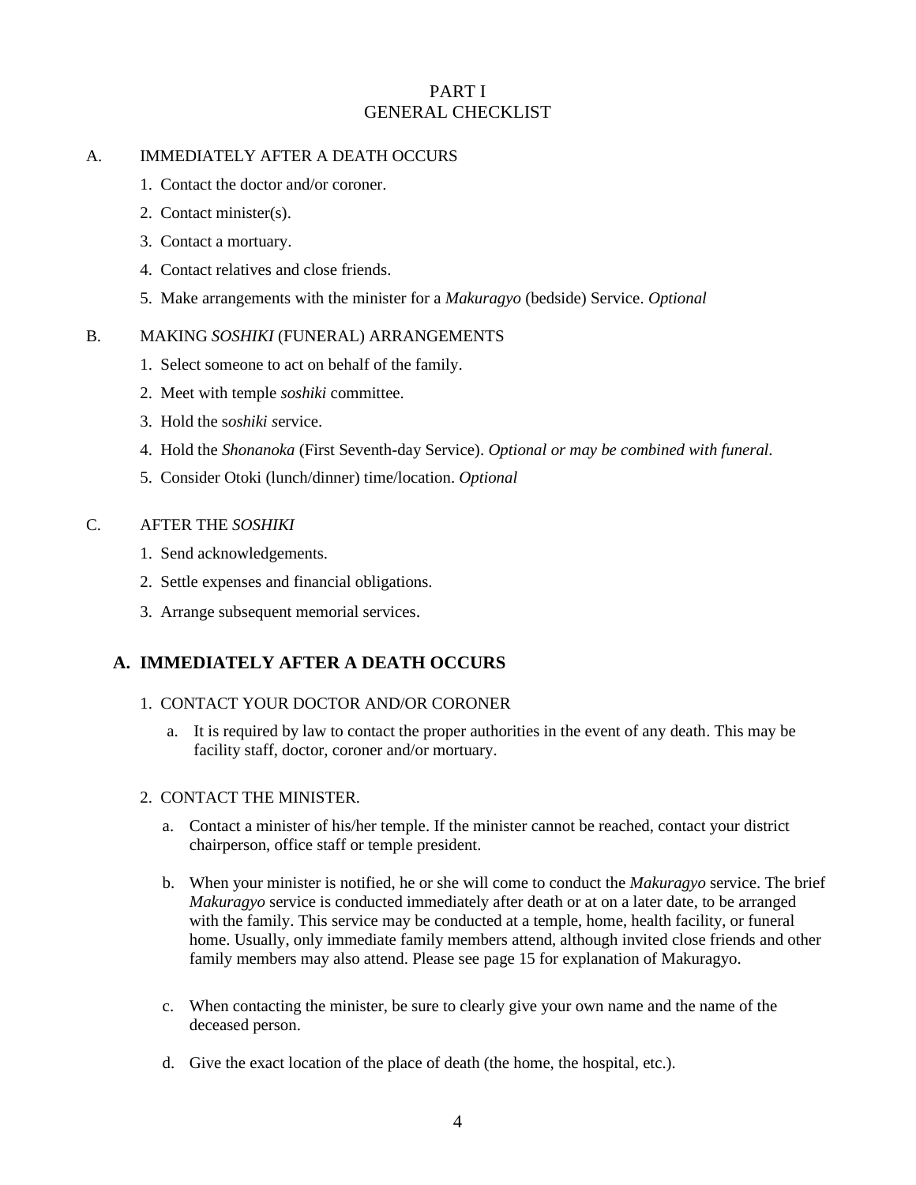# PART I
# GENERAL CHECKLIST

A. IMMEDIATELY AFTER A DEATH OCCURS

1. Contact the doctor and/or coroner.
2. Contact minister(s).
3. Contact a mortuary.
4. Contact relatives and close friends.
5. Make arrangements with the minister for a *Makuragyo* (bedside) Service. *Optional*

B. MAKING *SOSHIKI* (FUNERAL) ARRANGEMENTS

1. Select someone to act on behalf of the family.
2. Meet with temple *soshiki* committee.
3. Hold the s*oshiki s*ervice.
4. Hold the *Shonanoka* (First Seventh-day Service). *Optional or may be combined with funeral.*
5. Consider Otoki (lunch/dinner) time/location. *Optional*

C. AFTER THE *SOSHIKI*

1. Send acknowledgements.
2. Settle expenses and financial obligations.
3. Arrange subsequent memorial services.

## A. IMMEDIATELY AFTER A DEATH OCCURS

1. CONTACT YOUR DOCTOR AND/OR CORONER

   a. It is required by law to contact the proper authorities in the event of any death. This may be facility staff, doctor, coroner and/or mortuary.

2. CONTACT THE MINISTER.

   a. Contact a minister of his/her temple. If the minister cannot be reached, contact your district chairperson, office staff or temple president.

   b. When your minister is notified, he or she will come to conduct the *Makuragyo* service. The brief *Makuragyo* service is conducted immediately after death or at on a later date, to be arranged with the family. This service may be conducted at a temple, home, health facility, or funeral home. Usually, only immediate family members attend, although invited close friends and other family members may also attend. Please see page 15 for explanation of Makuragyo.

   c. When contacting the minister, be sure to clearly give your own name and the name of the deceased person.

   d. Give the exact location of the place of death (the home, the hospital, etc.).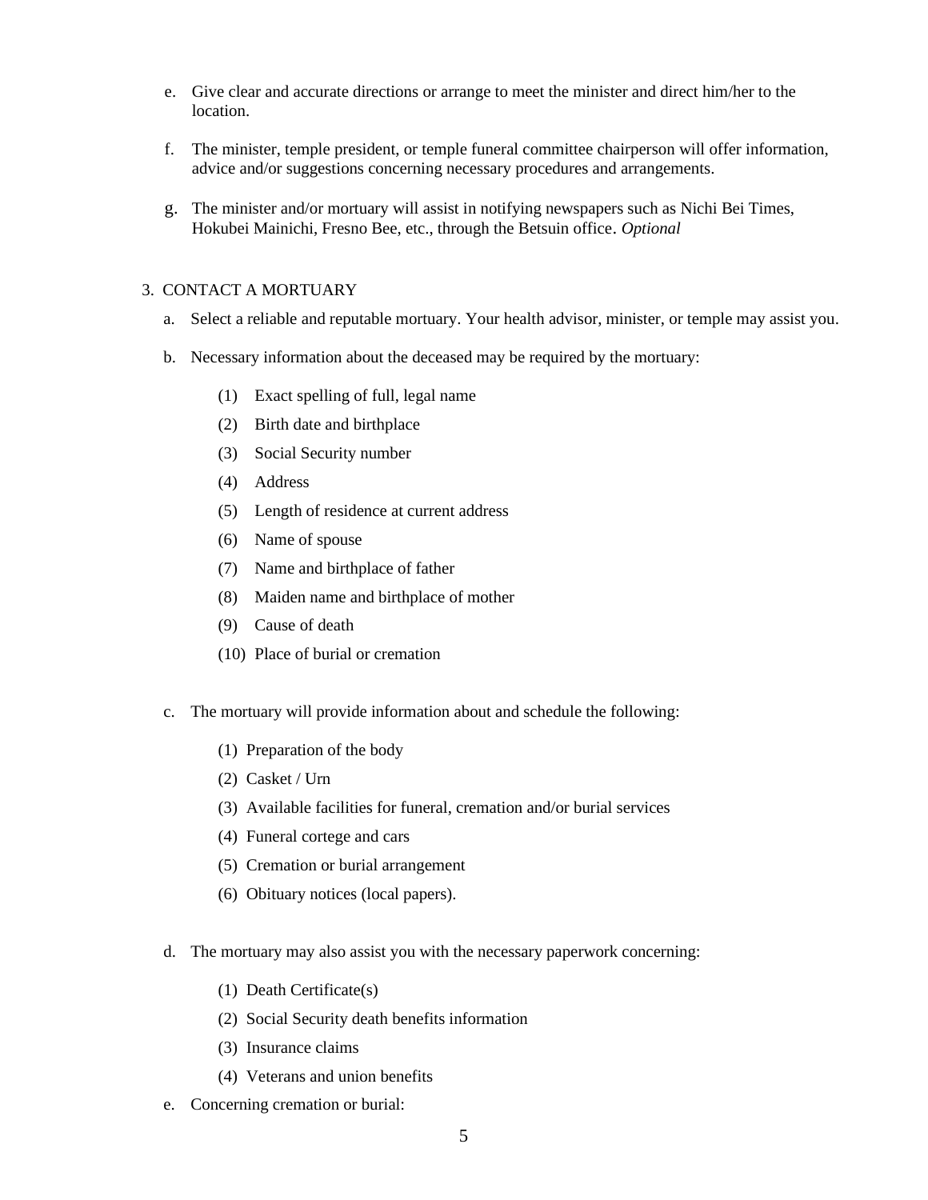e. Give clear and accurate directions or arrange to meet the minister and direct him/her to the location.

f. The minister, temple president, or temple funeral committee chairperson will offer information, advice and/or suggestions concerning necessary procedures and arrangements.

g. The minister and/or mortuary will assist in notifying newspapers such as Nichi Bei Times, Hokubei Mainichi, Fresno Bee, etc., through the Betsuin office. *Optional*

3. CONTACT A MORTUARY

a. Select a reliable and reputable mortuary. Your health advisor, minister, or temple may assist you.

b. Necessary information about the deceased may be required by the mortuary:

(1) Exact spelling of full, legal name

(2) Birth date and birthplace

(3) Social Security number

(4) Address

(5) Length of residence at current address

(6) Name of spouse

(7) Name and birthplace of father

(8) Maiden name and birthplace of mother

(9) Cause of death

(10) Place of burial or cremation

c. The mortuary will provide information about and schedule the following:

(1) Preparation of the body

(2) Casket / Urn

(3) Available facilities for funeral, cremation and/or burial services

(4) Funeral cortege and cars

(5) Cremation or burial arrangement

(6) Obituary notices (local papers).

d. The mortuary may also assist you with the necessary paperwork concerning:

(1) Death Certificate(s)

(2) Social Security death benefits information

(3) Insurance claims

(4) Veterans and union benefits

e. Concerning cremation or burial: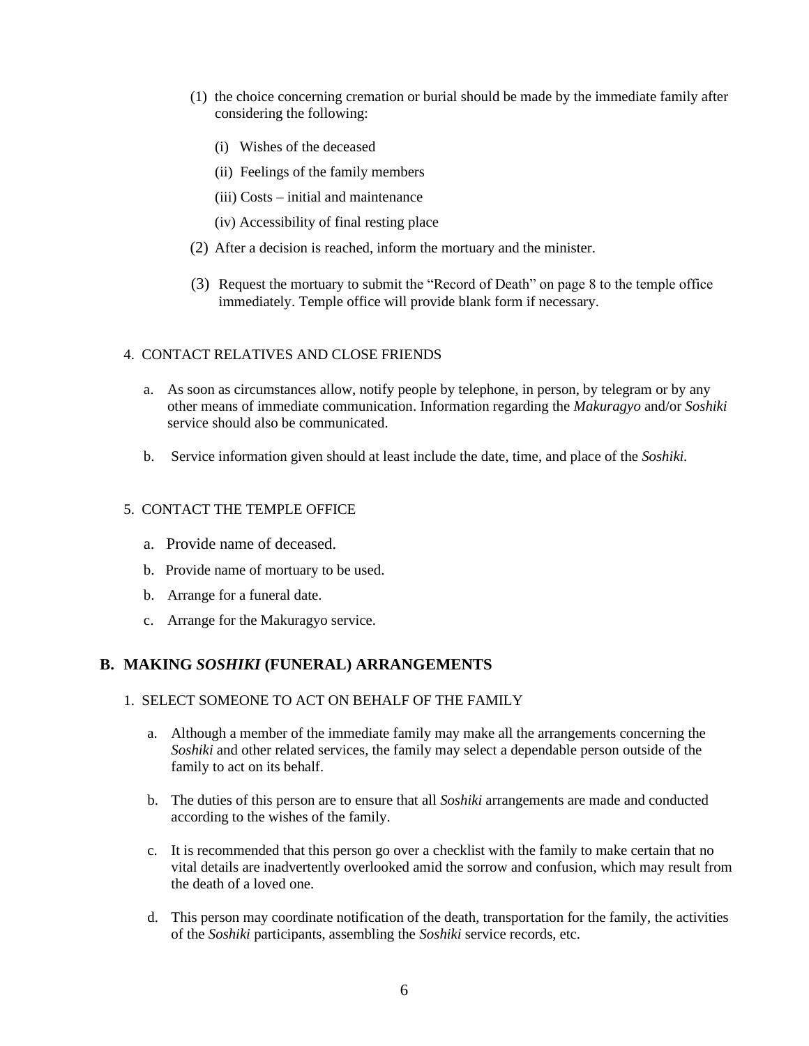(1) the choice concerning cremation or burial should be made by the immediate family after considering the following:

   (i) Wishes of the deceased

   (ii) Feelings of the family members

   (iii) Costs – initial and maintenance

   (iv) Accessibility of final resting place

(2) After a decision is reached, inform the mortuary and the minister.

(3) Request the mortuary to submit the "Record of Death" on page 8 to the temple office immediately. Temple office will provide blank form if necessary.

4. CONTACT RELATIVES AND CLOSE FRIENDS

   a. As soon as circumstances allow, notify people by telephone, in person, by telegram or by any other means of immediate communication. Information regarding the *Makuragyo* and/or *Soshiki* service should also be communicated.

   b. Service information given should at least include the date, time, and place of the *Soshiki.*

5. CONTACT THE TEMPLE OFFICE

   a. Provide name of deceased.

   b. Provide name of mortuary to be used.

   b. Arrange for a funeral date.

   c. Arrange for the Makuragyo service.

## B. MAKING *SOSHIKI* (FUNERAL) ARRANGEMENTS

1. SELECT SOMEONE TO ACT ON BEHALF OF THE FAMILY

   a. Although a member of the immediate family may make all the arrangements concerning the *Soshiki* and other related services, the family may select a dependable person outside of the family to act on its behalf.

   b. The duties of this person are to ensure that all *Soshiki* arrangements are made and conducted according to the wishes of the family.

   c. It is recommended that this person go over a checklist with the family to make certain that no vital details are inadvertently overlooked amid the sorrow and confusion, which may result from the death of a loved one.

   d. This person may coordinate notification of the death, transportation for the family, the activities of the *Soshiki* participants, assembling the *Soshiki* service records, etc.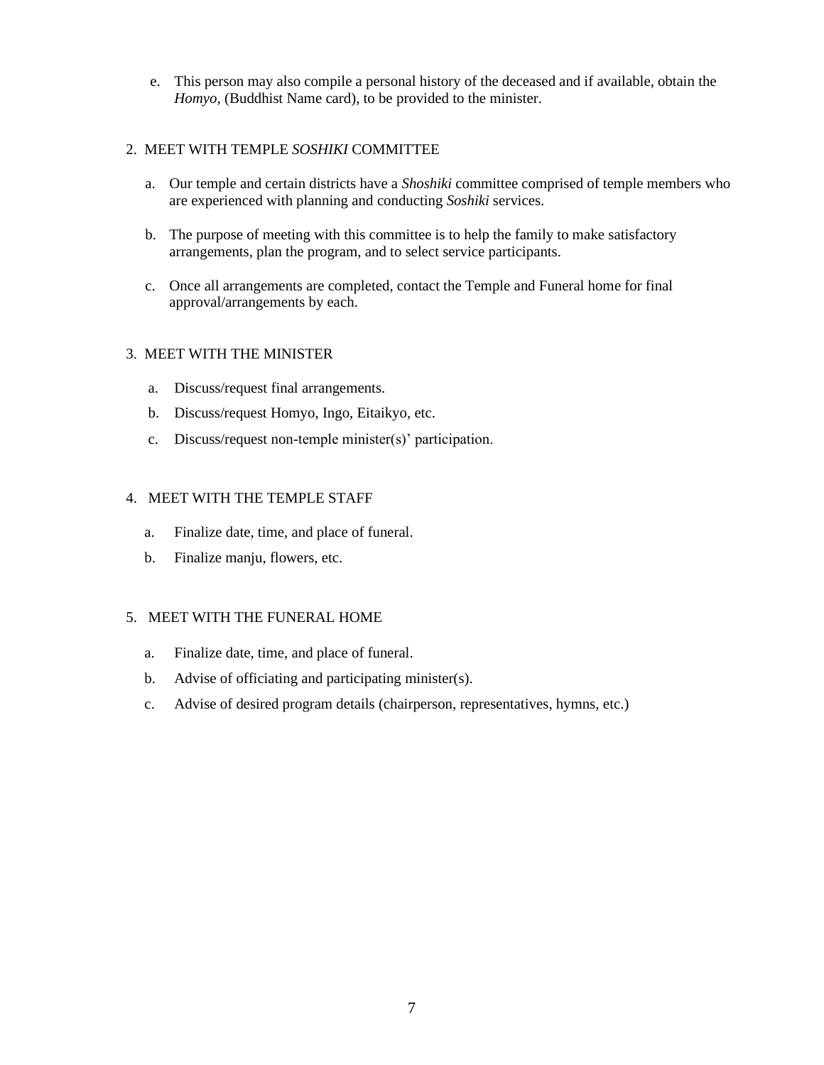e. This person may also compile a personal history of the deceased and if available, obtain the *Homyo,* (Buddhist Name card), to be provided to the minister.

2. MEET WITH TEMPLE *SOSHIKI* COMMITTEE

   a. Our temple and certain districts have a *Shoshiki* committee comprised of temple members who are experienced with planning and conducting *Soshiki* services.

   b. The purpose of meeting with this committee is to help the family to make satisfactory arrangements, plan the program, and to select service participants.

   c. Once all arrangements are completed, contact the Temple and Funeral home for final approval/arrangements by each.

3. MEET WITH THE MINISTER

   a. Discuss/request final arrangements.

   b. Discuss/request Homyo, Ingo, Eitaikyo, etc.

   c. Discuss/request non-temple minister(s)' participation.

4. MEET WITH THE TEMPLE STAFF

   a. Finalize date, time, and place of funeral.

   b. Finalize manju, flowers, etc.

5. MEET WITH THE FUNERAL HOME

   a. Finalize date, time, and place of funeral.

   b. Advise of officiating and participating minister(s).

   c. Advise of desired program details (chairperson, representatives, hymns, etc.)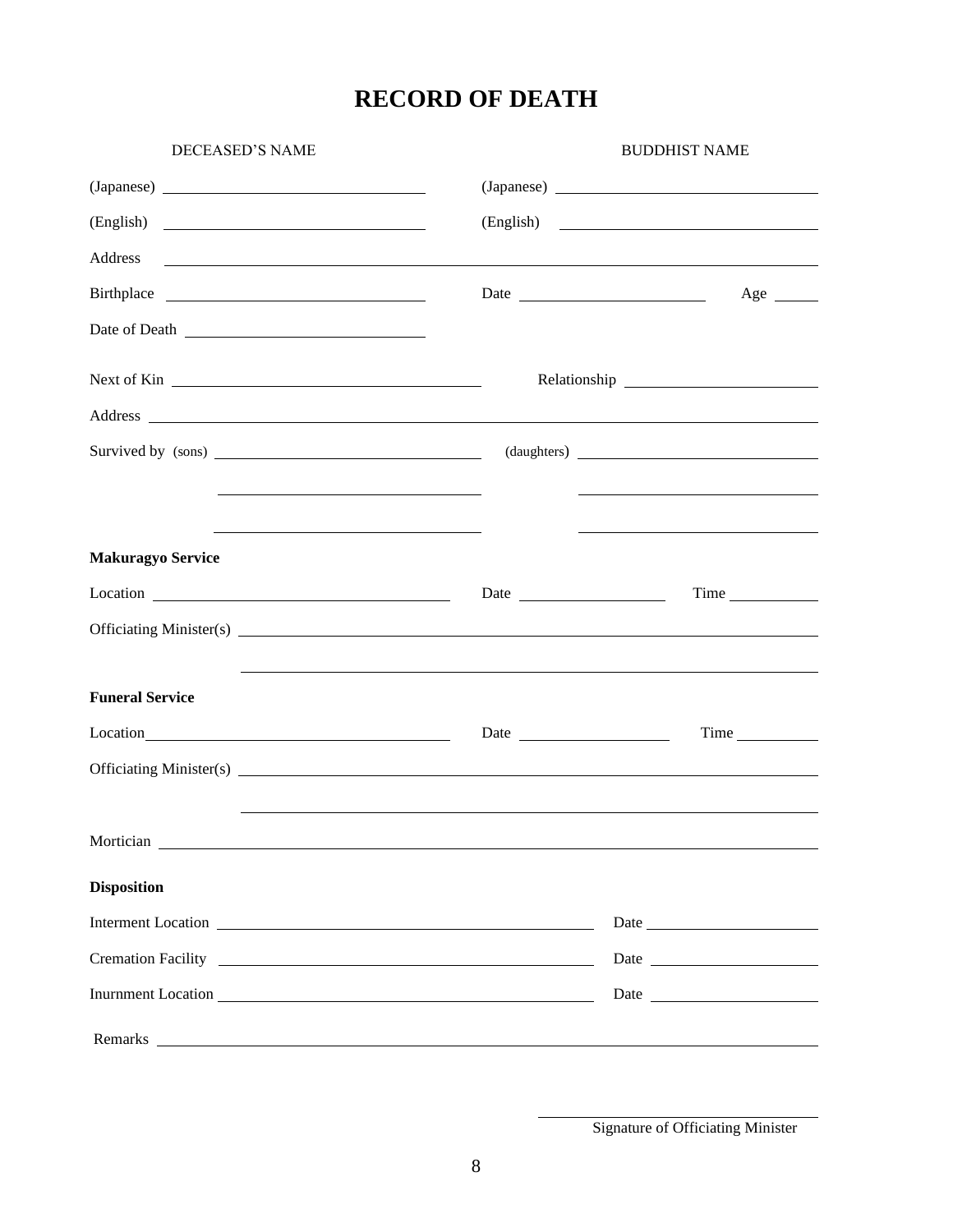# RECORD OF DEATH

| DECEASED'S NAME | BUDDHIST NAME |
|---|---|
| (Japanese) ______________________ | (Japanese) ______________________ |
| (English) ______________________ | (English) ______________________ |

Address ____________________________________________

Birthplace ______________________ Date ______________ Age ______

Date of Death ______________________

Next of Kin ______________________ Relationship ______________________

Address ____________________________________________

Survived by (sons) ______________________ (daughters) ______________________

______________________ ______________________

______________________ ______________________

**Makuragyo Service**

Location ______________________ Date ______________ Time ______________

Officiating Minister(s) ____________________________________________

____________________________________________

**Funeral Service**

Location ______________________ Date ______________ Time ______________

Officiating Minister(s) ____________________________________________

____________________________________________

Mortician ____________________________________________

**Disposition**

Interment Location ______________________ Date ______________

Cremation Facility ______________________ Date ______________

Inurnment Location ______________________ Date ______________

Remarks ____________________________________________

______________________

Signature of Officiating Minister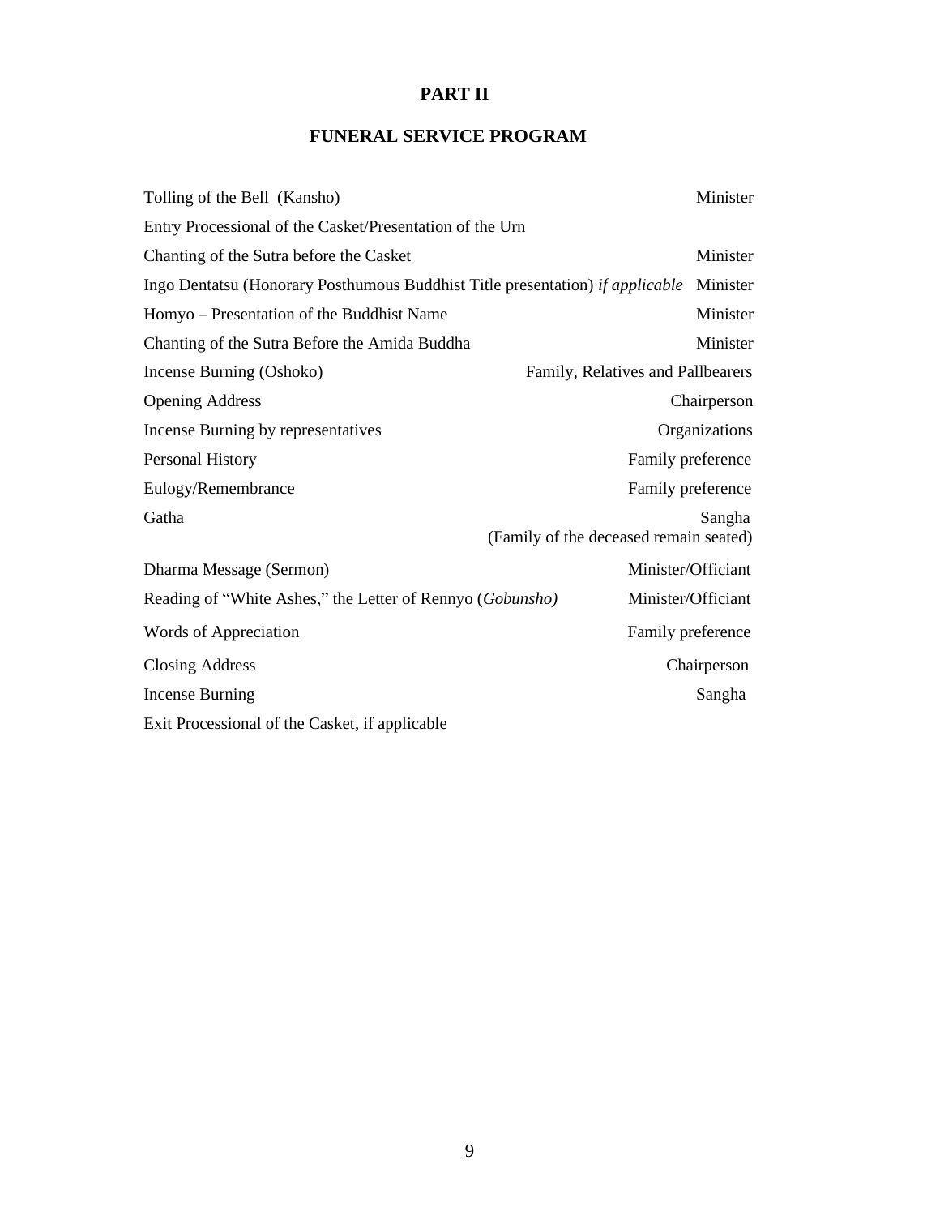# PART II

## FUNERAL SERVICE PROGRAM

| | |
|---|---|
| Tolling of the Bell (Kansho) | Minister |
| Entry Processional of the Casket/Presentation of the Urn | |
| Chanting of the Sutra before the Casket | Minister |
| Ingo Dentatsu (Honorary Posthumous Buddhist Title presentation) *if applicable* | Minister |
| Homyo – Presentation of the Buddhist Name | Minister |
| Chanting of the Sutra Before the Amida Buddha | Minister |
| Incense Burning (Oshoko) | Family, Relatives and Pallbearers |
| Opening Address | Chairperson |
| Incense Burning by representatives | Organizations |
| Personal History | Family preference |
| Eulogy/Remembrance | Family preference |
| Gatha | Sangha (Family of the deceased remain seated) |
| Dharma Message (Sermon) | Minister/Officiant |
| Reading of “White Ashes,” the Letter of Rennyo (*Gobunsho)* | Minister/Officiant |
| Words of Appreciation | Family preference |
| Closing Address | Chairperson |
| Incense Burning | Sangha |
| Exit Processional of the Casket, if applicable | |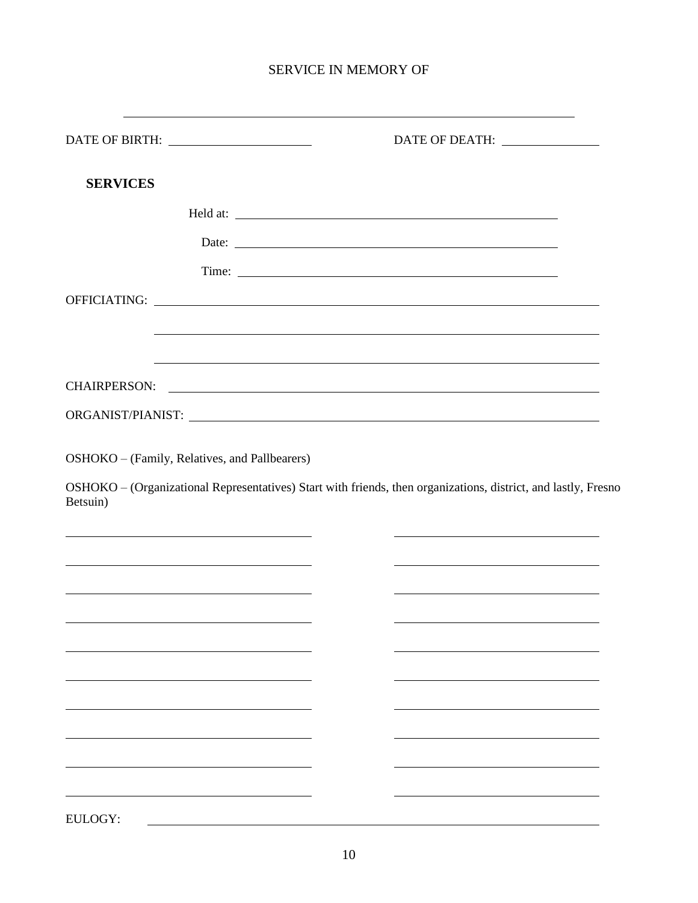SERVICE IN MEMORY OF

\_\_\_\_\_\_\_\_\_\_\_\_\_\_\_\_\_\_\_\_\_\_\_\_\_\_\_\_\_\_\_\_\_\_\_\_\_\_\_\_\_\_\_\_\_\_\_\_\_\_\_\_\_\_\_\_\_\_\_\_

DATE OF BIRTH: \_\_\_\_\_\_\_\_\_\_\_\_\_\_\_\_\_\_\_\_ DATE OF DEATH: \_\_\_\_\_\_\_\_\_\_\_\_\_\_

**SERVICES**

Held at: \_\_\_\_\_\_\_\_\_\_\_\_\_\_\_\_\_\_\_\_\_\_\_\_\_\_\_\_\_\_\_\_\_\_\_\_\_\_\_\_\_\_\_

Date: \_\_\_\_\_\_\_\_\_\_\_\_\_\_\_\_\_\_\_\_\_\_\_\_\_\_\_\_\_\_\_\_\_\_\_\_\_\_\_\_\_\_\_

Time: \_\_\_\_\_\_\_\_\_\_\_\_\_\_\_\_\_\_\_\_\_\_\_\_\_\_\_\_\_\_\_\_\_\_\_\_\_\_\_\_\_\_\_

OFFICIATING: \_\_\_\_\_\_\_\_\_\_\_\_\_\_\_\_\_\_\_\_\_\_\_\_\_\_\_\_\_\_\_\_\_\_\_\_\_\_\_\_\_\_\_\_\_\_\_\_\_\_\_\_\_\_

\_\_\_\_\_\_\_\_\_\_\_\_\_\_\_\_\_\_\_\_\_\_\_\_\_\_\_\_\_\_\_\_\_\_\_\_\_\_\_\_\_\_\_\_\_\_\_\_\_\_\_\_\_\_

\_\_\_\_\_\_\_\_\_\_\_\_\_\_\_\_\_\_\_\_\_\_\_\_\_\_\_\_\_\_\_\_\_\_\_\_\_\_\_\_\_\_\_\_\_\_\_\_\_\_\_\_\_\_

CHAIRPERSON: \_\_\_\_\_\_\_\_\_\_\_\_\_\_\_\_\_\_\_\_\_\_\_\_\_\_\_\_\_\_\_\_\_\_\_\_\_\_\_\_\_\_\_\_\_\_\_\_\_\_\_\_\_

ORGANIST/PIANIST: \_\_\_\_\_\_\_\_\_\_\_\_\_\_\_\_\_\_\_\_\_\_\_\_\_\_\_\_\_\_\_\_\_\_\_\_\_\_\_\_\_\_\_\_\_\_\_\_\_\_

OSHOKO – (Family, Relatives, and Pallbearers)

OSHOKO – (Organizational Representatives) Start with friends, then organizations, district, and lastly, Fresno Betsuin)

| | |
|---|---|
| \_\_\_\_\_\_\_\_\_\_\_\_\_\_\_\_\_\_\_\_\_\_\_\_\_\_\_\_\_\_ | \_\_\_\_\_\_\_\_\_\_\_\_\_\_\_\_\_\_\_\_\_\_\_\_\_\_ |
| \_\_\_\_\_\_\_\_\_\_\_\_\_\_\_\_\_\_\_\_\_\_\_\_\_\_\_\_\_\_ | \_\_\_\_\_\_\_\_\_\_\_\_\_\_\_\_\_\_\_\_\_\_\_\_\_\_ |
| \_\_\_\_\_\_\_\_\_\_\_\_\_\_\_\_\_\_\_\_\_\_\_\_\_\_\_\_\_\_ | \_\_\_\_\_\_\_\_\_\_\_\_\_\_\_\_\_\_\_\_\_\_\_\_\_\_ |
| \_\_\_\_\_\_\_\_\_\_\_\_\_\_\_\_\_\_\_\_\_\_\_\_\_\_\_\_\_\_ | \_\_\_\_\_\_\_\_\_\_\_\_\_\_\_\_\_\_\_\_\_\_\_\_\_\_ |
| \_\_\_\_\_\_\_\_\_\_\_\_\_\_\_\_\_\_\_\_\_\_\_\_\_\_\_\_\_\_ | \_\_\_\_\_\_\_\_\_\_\_\_\_\_\_\_\_\_\_\_\_\_\_\_\_\_ |
| \_\_\_\_\_\_\_\_\_\_\_\_\_\_\_\_\_\_\_\_\_\_\_\_\_\_\_\_\_\_ | \_\_\_\_\_\_\_\_\_\_\_\_\_\_\_\_\_\_\_\_\_\_\_\_\_\_ |
| \_\_\_\_\_\_\_\_\_\_\_\_\_\_\_\_\_\_\_\_\_\_\_\_\_\_\_\_\_\_ | \_\_\_\_\_\_\_\_\_\_\_\_\_\_\_\_\_\_\_\_\_\_\_\_\_\_ |
| \_\_\_\_\_\_\_\_\_\_\_\_\_\_\_\_\_\_\_\_\_\_\_\_\_\_\_\_\_\_ | \_\_\_\_\_\_\_\_\_\_\_\_\_\_\_\_\_\_\_\_\_\_\_\_\_\_ |
| \_\_\_\_\_\_\_\_\_\_\_\_\_\_\_\_\_\_\_\_\_\_\_\_\_\_\_\_\_\_ | \_\_\_\_\_\_\_\_\_\_\_\_\_\_\_\_\_\_\_\_\_\_\_\_\_\_ |
| \_\_\_\_\_\_\_\_\_\_\_\_\_\_\_\_\_\_\_\_\_\_\_\_\_\_\_\_\_\_ | \_\_\_\_\_\_\_\_\_\_\_\_\_\_\_\_\_\_\_\_\_\_\_\_\_\_ |

EULOGY: \_\_\_\_\_\_\_\_\_\_\_\_\_\_\_\_\_\_\_\_\_\_\_\_\_\_\_\_\_\_\_\_\_\_\_\_\_\_\_\_\_\_\_\_\_\_\_\_\_\_\_\_\_\_\_\_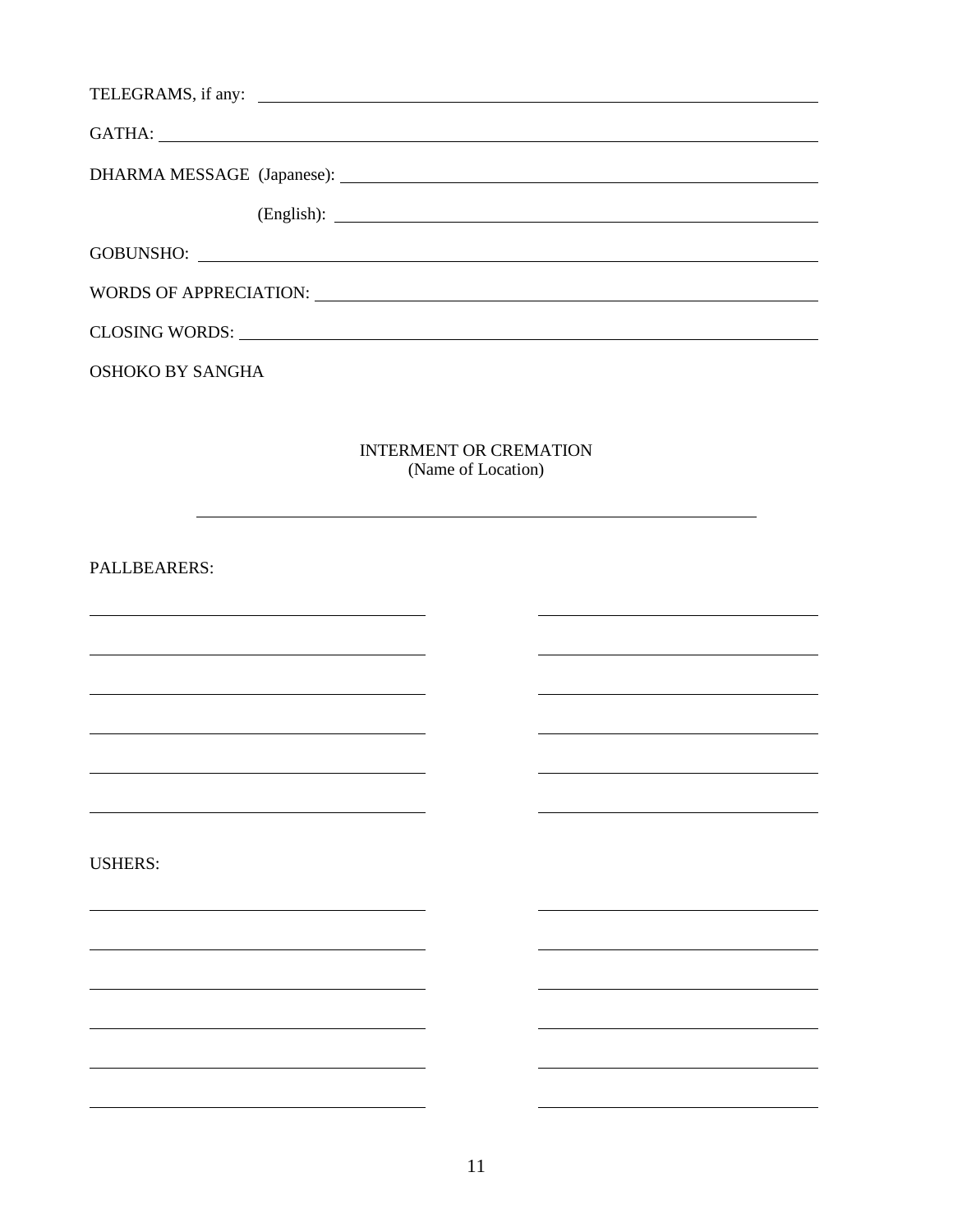TELEGRAMS, if any: ______________________________________________

GATHA: ______________________________________________

DHARMA MESSAGE (Japanese): ______________________________________________

(English): ______________________________________________

GOBUNSHO: ______________________________________________

WORDS OF APPRECIATION: ______________________________________________

CLOSING WORDS: ______________________________________________

OSHOKO BY SANGHA

INTERMENT OR CREMATION
(Name of Location)

______________________________________________

PALLBEARERS:

______________________ ______________________

______________________ ______________________

______________________ ______________________

______________________ ______________________

______________________ ______________________

______________________ ______________________

USHERS:

______________________ ______________________

______________________ ______________________

______________________ ______________________

______________________ ______________________

______________________ ______________________

______________________ ______________________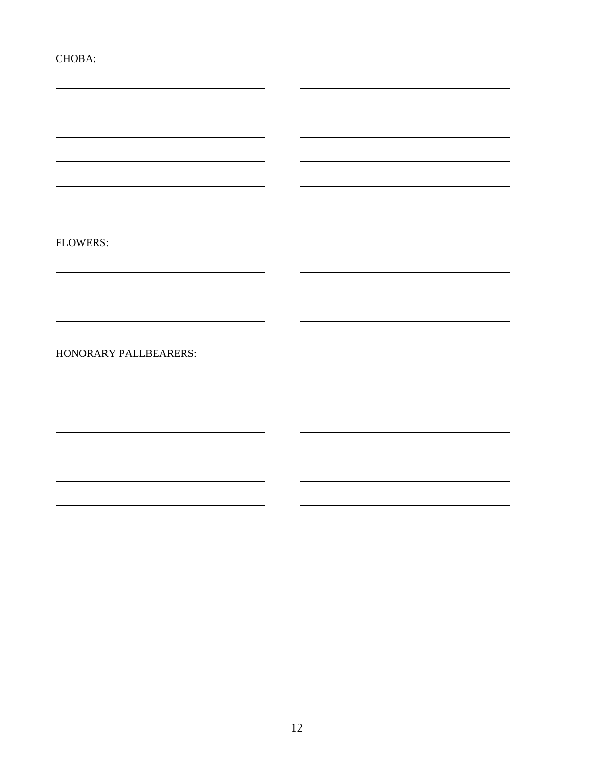CHOBA:

| | |
|---|---|
| | |
| | |
| | |
| | |
| | |
| | |

FLOWERS:

| | |
|---|---|
| | |
| | |
| | |

HONORARY PALLBEARERS:

| | |
|---|---|
| | |
| | |
| | |
| | |
| | |
| | |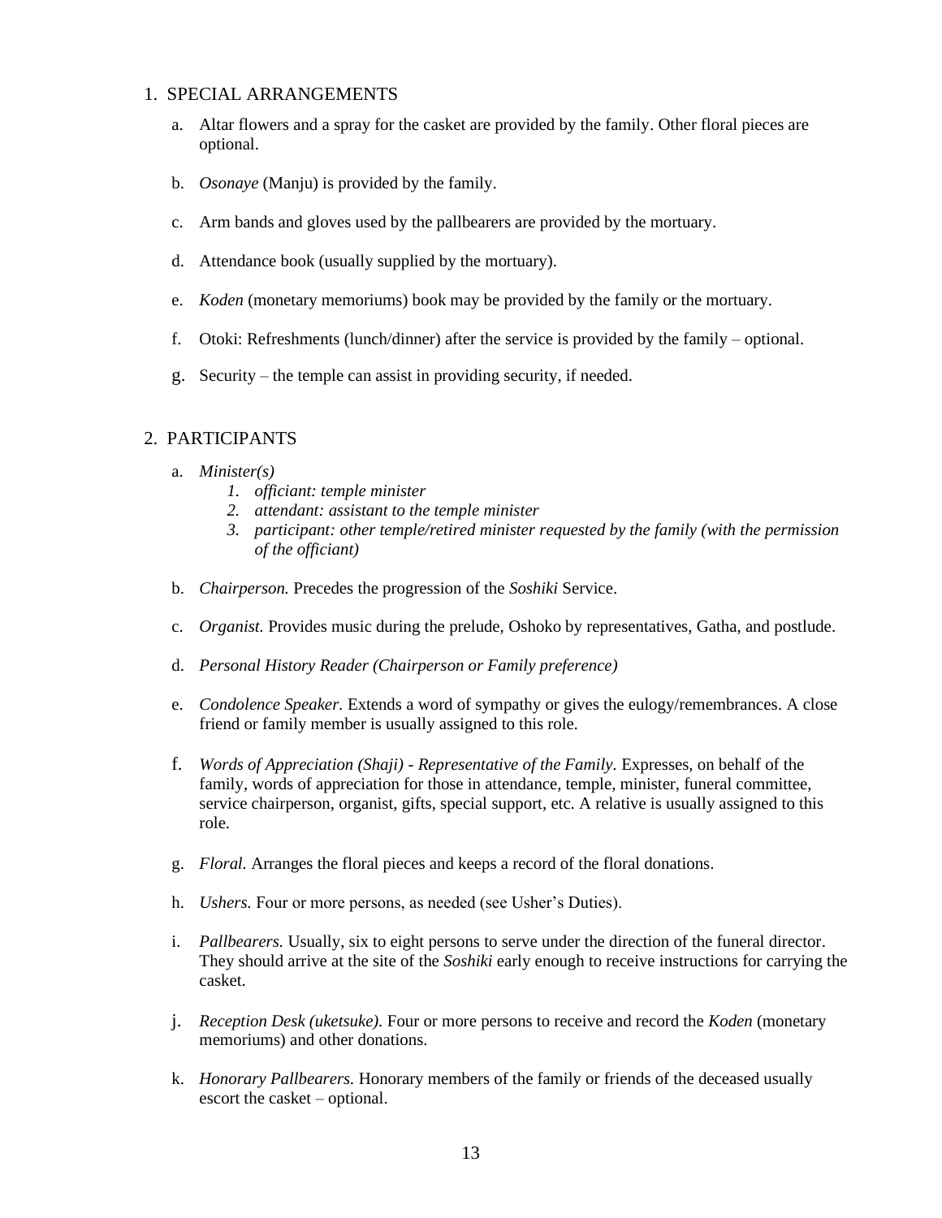## 1. SPECIAL ARRANGEMENTS

a. Altar flowers and a spray for the casket are provided by the family. Other floral pieces are optional.

b. *Osonaye* (Manju) is provided by the family.

c. Arm bands and gloves used by the pallbearers are provided by the mortuary.

d. Attendance book (usually supplied by the mortuary).

e. *Koden* (monetary memoriums) book may be provided by the family or the mortuary.

f. Otoki: Refreshments (lunch/dinner) after the service is provided by the family – optional.

g. Security – the temple can assist in providing security, if needed.

## 2. PARTICIPANTS

a. *Minister(s)*
   1. *officiant: temple minister*
   2. *attendant: assistant to the temple minister*
   3. *participant: other temple/retired minister requested by the family (with the permission of the officiant)*

b. *Chairperson.* Precedes the progression of the *Soshiki* Service.

c. *Organist.* Provides music during the prelude, Oshoko by representatives, Gatha, and postlude.

d. *Personal History Reader (Chairperson or Family preference)*

e. *Condolence Speaker.* Extends a word of sympathy or gives the eulogy/remembrances. A close friend or family member is usually assigned to this role.

f. *Words of Appreciation (Shaji) - Representative of the Family.* Expresses, on behalf of the family, words of appreciation for those in attendance, temple, minister, funeral committee, service chairperson, organist, gifts, special support, etc. A relative is usually assigned to this role.

g. *Floral.* Arranges the floral pieces and keeps a record of the floral donations.

h. *Ushers.* Four or more persons, as needed (see Usher's Duties).

i. *Pallbearers.* Usually, six to eight persons to serve under the direction of the funeral director. They should arrive at the site of the *Soshiki* early enough to receive instructions for carrying the casket.

j. *Reception Desk (uketsuke).* Four or more persons to receive and record the *Koden* (monetary memoriums) and other donations.

k. *Honorary Pallbearers.* Honorary members of the family or friends of the deceased usually escort the casket – optional.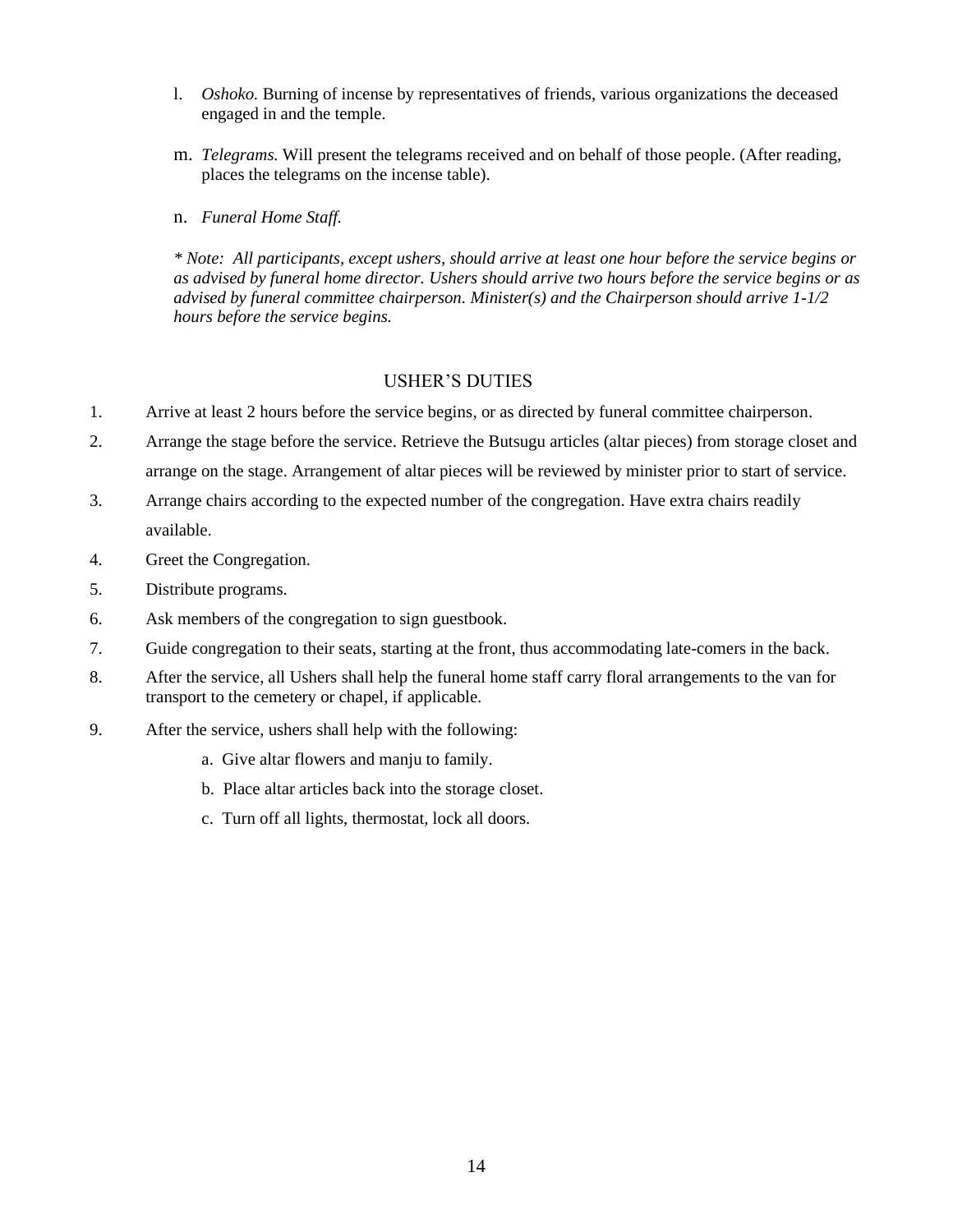l. *Oshoko.* Burning of incense by representatives of friends, various organizations the deceased engaged in and the temple.

m. *Telegrams.* Will present the telegrams received and on behalf of those people. (After reading, places the telegrams on the incense table).

n. *Funeral Home Staff.*

*\* Note: All participants, except ushers, should arrive at least one hour before the service begins or as advised by funeral home director. Ushers should arrive two hours before the service begins or as advised by funeral committee chairperson. Minister(s) and the Chairperson should arrive 1-1/2 hours before the service begins.*

## USHER'S DUTIES

1. Arrive at least 2 hours before the service begins, or as directed by funeral committee chairperson.
2. Arrange the stage before the service. Retrieve the Butsugu articles (altar pieces) from storage closet and arrange on the stage. Arrangement of altar pieces will be reviewed by minister prior to start of service.
3. Arrange chairs according to the expected number of the congregation. Have extra chairs readily available.
4. Greet the Congregation.
5. Distribute programs.
6. Ask members of the congregation to sign guestbook.
7. Guide congregation to their seats, starting at the front, thus accommodating late-comers in the back.
8. After the service, all Ushers shall help the funeral home staff carry floral arrangements to the van for transport to the cemetery or chapel, if applicable.
9. After the service, ushers shall help with the following:
    a. Give altar flowers and manju to family.
    b. Place altar articles back into the storage closet.
    c. Turn off all lights, thermostat, lock all doors.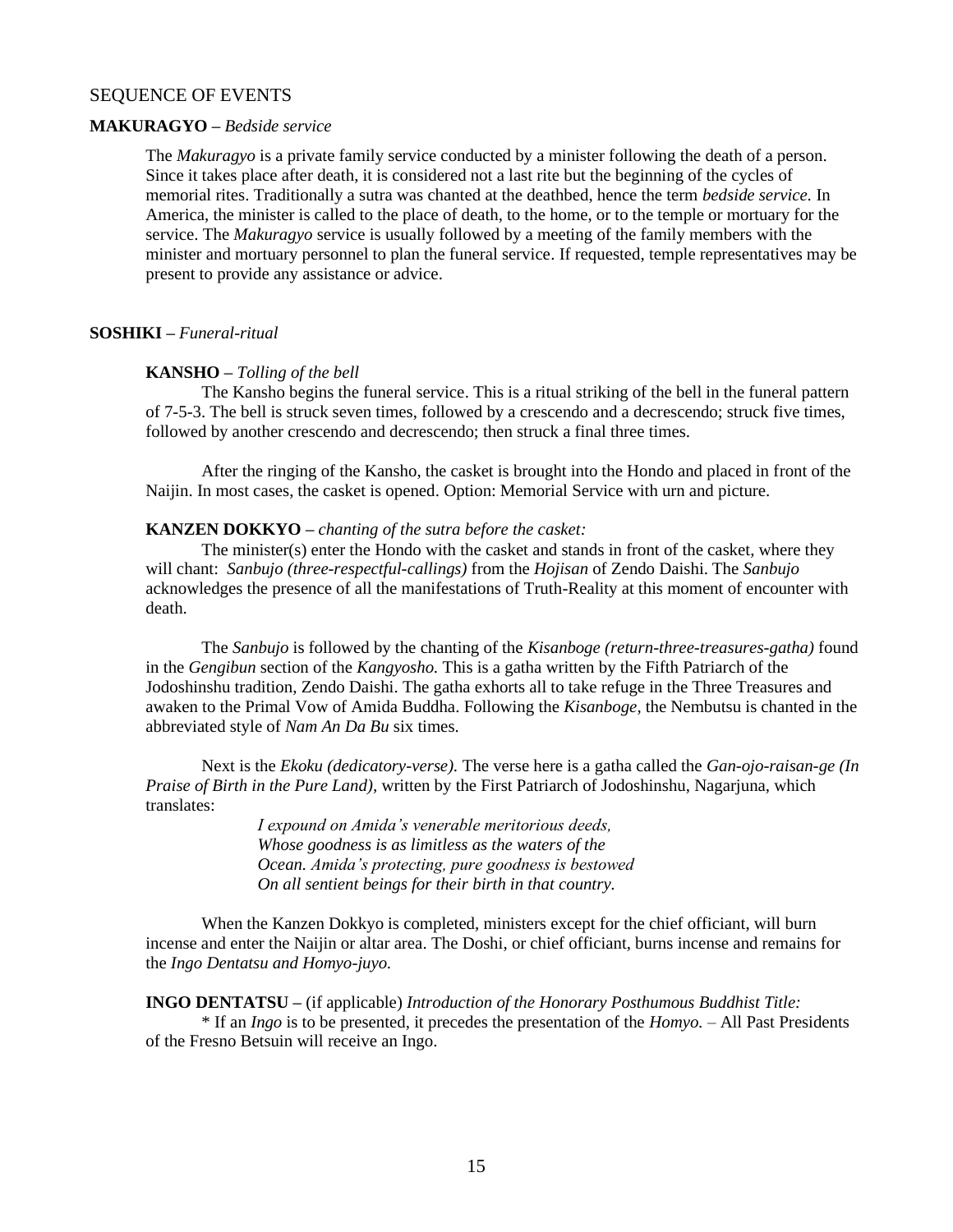## SEQUENCE OF EVENTS

**MAKURAGYO –** *Bedside service*

The *Makuragyo* is a private family service conducted by a minister following the death of a person. Since it takes place after death, it is considered not a last rite but the beginning of the cycles of memorial rites. Traditionally a sutra was chanted at the deathbed, hence the term *bedside service.* In America, the minister is called to the place of death, to the home, or to the temple or mortuary for the service. The *Makuragyo* service is usually followed by a meeting of the family members with the minister and mortuary personnel to plan the funeral service. If requested, temple representatives may be present to provide any assistance or advice.

**SOSHIKI –** *Funeral-ritual*

**KANSHO –** *Tolling of the bell*

The Kansho begins the funeral service. This is a ritual striking of the bell in the funeral pattern of 7-5-3. The bell is struck seven times, followed by a crescendo and a decrescendo; struck five times, followed by another crescendo and decrescendo; then struck a final three times.

After the ringing of the Kansho, the casket is brought into the Hondo and placed in front of the Naijin. In most cases, the casket is opened. Option: Memorial Service with urn and picture.

**KANZEN DOKKYO –** *chanting of the sutra before the casket:*

The minister(s) enter the Hondo with the casket and stands in front of the casket, where they will chant: *Sanbujo (three-respectful-callings)* from the *Hojisan* of Zendo Daishi. The *Sanbujo* acknowledges the presence of all the manifestations of Truth-Reality at this moment of encounter with death.

The *Sanbujo* is followed by the chanting of the *Kisanboge (return-three-treasures-gatha)* found in the *Gengibun* section of the *Kangyosho.* This is a gatha written by the Fifth Patriarch of the Jodoshinshu tradition, Zendo Daishi. The gatha exhorts all to take refuge in the Three Treasures and awaken to the Primal Vow of Amida Buddha. Following the *Kisanboge,* the Nembutsu is chanted in the abbreviated style of *Nam An Da Bu* six times.

Next is the *Ekoku (dedicatory-verse).* The verse here is a gatha called the *Gan-ojo-raisan-ge (In Praise of Birth in the Pure Land),* written by the First Patriarch of Jodoshinshu, Nagarjuna, which translates:

> *I expound on Amida's venerable meritorious deeds,*
> *Whose goodness is as limitless as the waters of the*
> *Ocean. Amida's protecting, pure goodness is bestowed*
> *On all sentient beings for their birth in that country.*

When the Kanzen Dokkyo is completed, ministers except for the chief officiant, will burn incense and enter the Naijin or altar area. The Doshi, or chief officiant, burns incense and remains for the *Ingo Dentatsu and Homyo-juyo.*

**INGO DENTATSU –** (if applicable) *Introduction of the Honorary Posthumous Buddhist Title:*

* If an *Ingo* is to be presented, it precedes the presentation of the *Homyo.* – All Past Presidents of the Fresno Betsuin will receive an Ingo.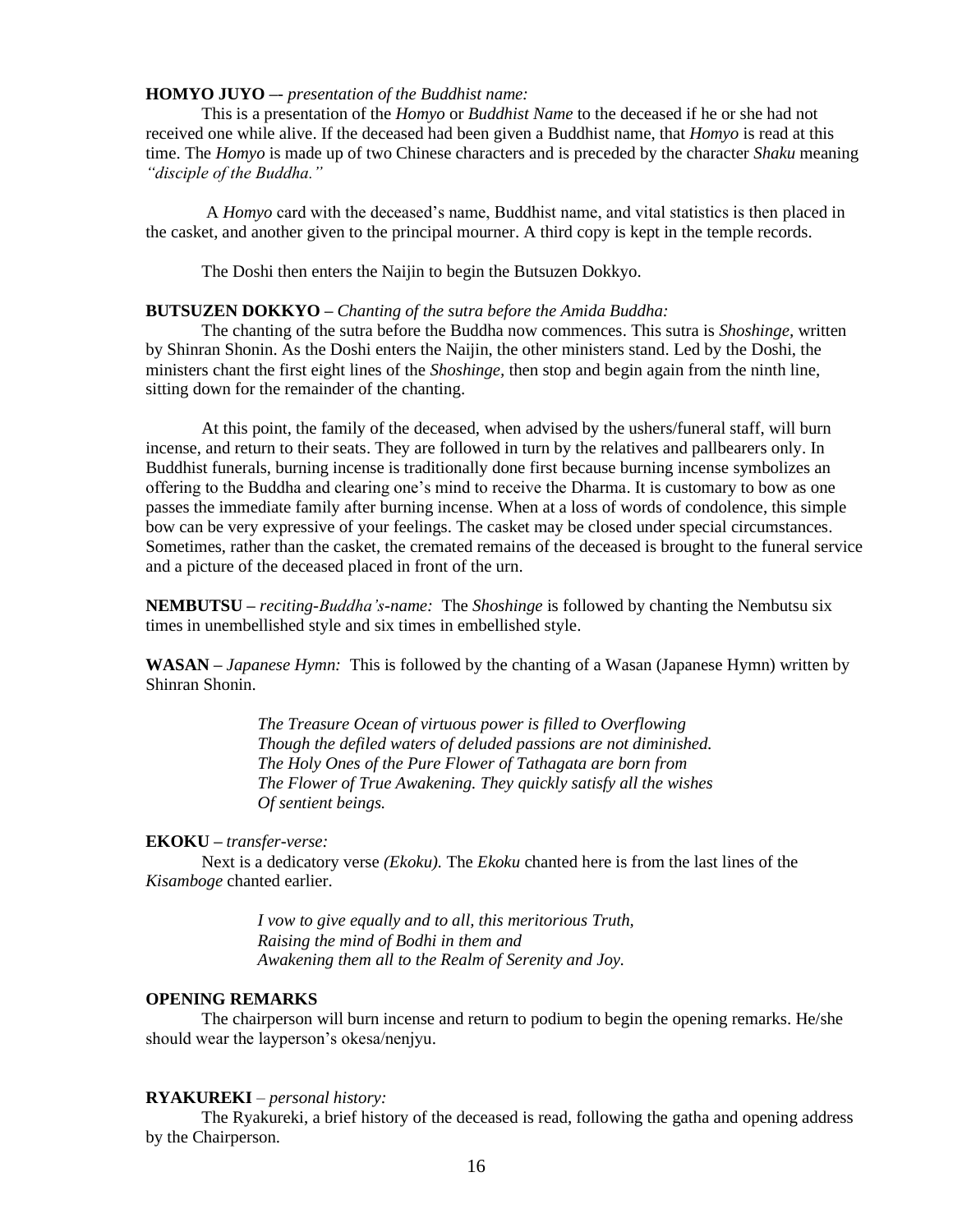**HOMYO JUYO** –- *presentation of the Buddhist name:*

This is a presentation of the *Homyo* or *Buddhist Name* to the deceased if he or she had not received one while alive. If the deceased had been given a Buddhist name, that *Homyo* is read at this time. The *Homyo* is made up of two Chinese characters and is preceded by the character *Shaku* meaning *"disciple of the Buddha."*

A *Homyo* card with the deceased's name, Buddhist name, and vital statistics is then placed in the casket, and another given to the principal mourner. A third copy is kept in the temple records.

The Doshi then enters the Naijin to begin the Butsuzen Dokkyo.

**BUTSUZEN DOKKYO** – *Chanting of the sutra before the Amida Buddha:*

The chanting of the sutra before the Buddha now commences. This sutra is *Shoshinge,* written by Shinran Shonin. As the Doshi enters the Naijin, the other ministers stand. Led by the Doshi, the ministers chant the first eight lines of the *Shoshinge,* then stop and begin again from the ninth line, sitting down for the remainder of the chanting.

At this point, the family of the deceased, when advised by the ushers/funeral staff, will burn incense, and return to their seats. They are followed in turn by the relatives and pallbearers only. In Buddhist funerals, burning incense is traditionally done first because burning incense symbolizes an offering to the Buddha and clearing one's mind to receive the Dharma. It is customary to bow as one passes the immediate family after burning incense. When at a loss of words of condolence, this simple bow can be very expressive of your feelings. The casket may be closed under special circumstances. Sometimes, rather than the casket, the cremated remains of the deceased is brought to the funeral service and a picture of the deceased placed in front of the urn.

**NEMBUTSU** – *reciting-Buddha's-name:* The *Shoshinge* is followed by chanting the Nembutsu six times in unembellished style and six times in embellished style.

**WASAN** – *Japanese Hymn:* This is followed by the chanting of a Wasan (Japanese Hymn) written by Shinran Shonin.

> *The Treasure Ocean of virtuous power is filled to Overflowing*
> *Though the defiled waters of deluded passions are not diminished.*
> *The Holy Ones of the Pure Flower of Tathagata are born from*
> *The Flower of True Awakening. They quickly satisfy all the wishes*
> *Of sentient beings.*

**EKOKU** – *transfer-verse:*

Next is a dedicatory verse *(Ekoku).* The *Ekoku* chanted here is from the last lines of the *Kisamboge* chanted earlier.

> *I vow to give equally and to all, this meritorious Truth,*
> *Raising the mind of Bodhi in them and*
> *Awakening them all to the Realm of Serenity and Joy.*

**OPENING REMARKS**

The chairperson will burn incense and return to podium to begin the opening remarks. He/she should wear the layperson's okesa/nenjyu.

**RYAKUREKI** – *personal history:*

The Ryakureki, a brief history of the deceased is read, following the gatha and opening address by the Chairperson.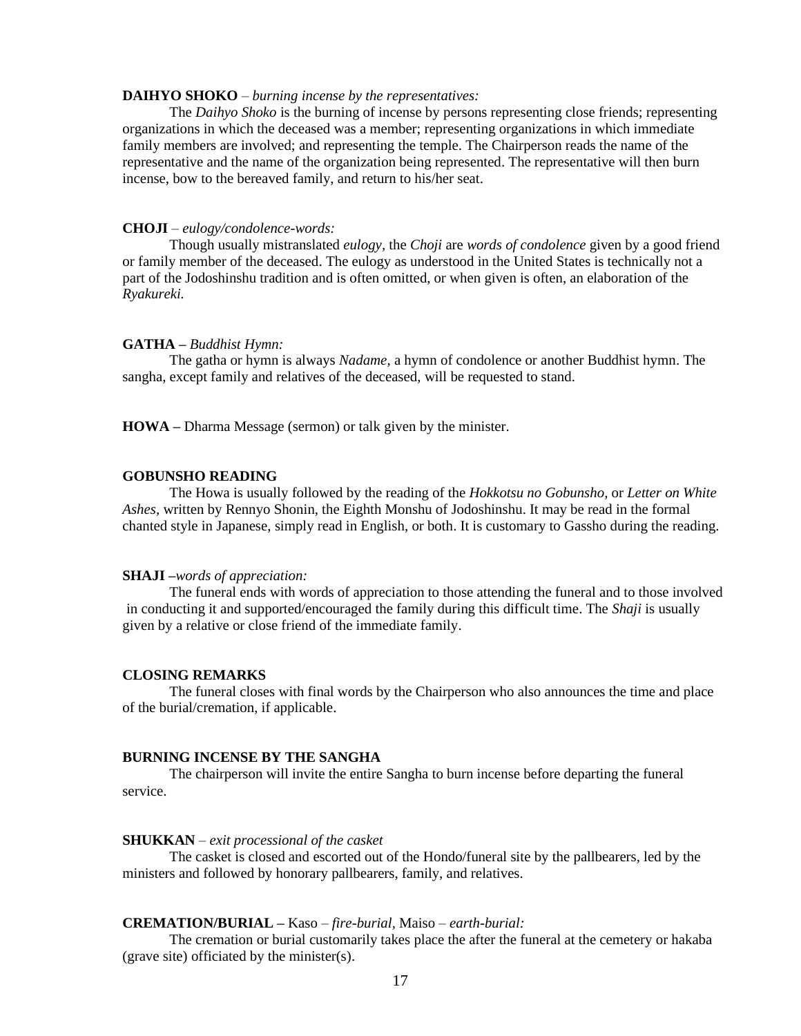**DAIHYO SHOKO** – *burning incense by the representatives:*

The *Daihyo Shoko* is the burning of incense by persons representing close friends; representing organizations in which the deceased was a member; representing organizations in which immediate family members are involved; and representing the temple. The Chairperson reads the name of the representative and the name of the organization being represented. The representative will then burn incense, bow to the bereaved family, and return to his/her seat.

**CHOJI** – *eulogy/condolence-words:*

Though usually mistranslated *eulogy*, the *Choji* are *words of condolence* given by a good friend or family member of the deceased. The eulogy as understood in the United States is technically not a part of the Jodoshinshu tradition and is often omitted, or when given is often, an elaboration of the *Ryakureki.*

**GATHA –** *Buddhist Hymn:*

The gatha or hymn is always *Nadame*, a hymn of condolence or another Buddhist hymn. The sangha, except family and relatives of the deceased, will be requested to stand.

**HOWA –** Dharma Message (sermon) or talk given by the minister.

**GOBUNSHO READING**

The Howa is usually followed by the reading of the *Hokkotsu no Gobunsho,* or *Letter on White Ashes,* written by Rennyo Shonin, the Eighth Monshu of Jodoshinshu. It may be read in the formal chanted style in Japanese, simply read in English, or both. It is customary to Gassho during the reading.

**SHAJI –***words of appreciation:*

The funeral ends with words of appreciation to those attending the funeral and to those involved in conducting it and supported/encouraged the family during this difficult time. The *Shaji* is usually given by a relative or close friend of the immediate family.

**CLOSING REMARKS**

The funeral closes with final words by the Chairperson who also announces the time and place of the burial/cremation, if applicable.

**BURNING INCENSE BY THE SANGHA**

The chairperson will invite the entire Sangha to burn incense before departing the funeral service.

**SHUKKAN** – *exit processional of the casket*

The casket is closed and escorted out of the Hondo/funeral site by the pallbearers, led by the ministers and followed by honorary pallbearers, family, and relatives.

**CREMATION/BURIAL –** Kaso – *fire-burial,* Maiso – *earth-burial:*

The cremation or burial customarily takes place the after the funeral at the cemetery or hakaba (grave site) officiated by the minister(s).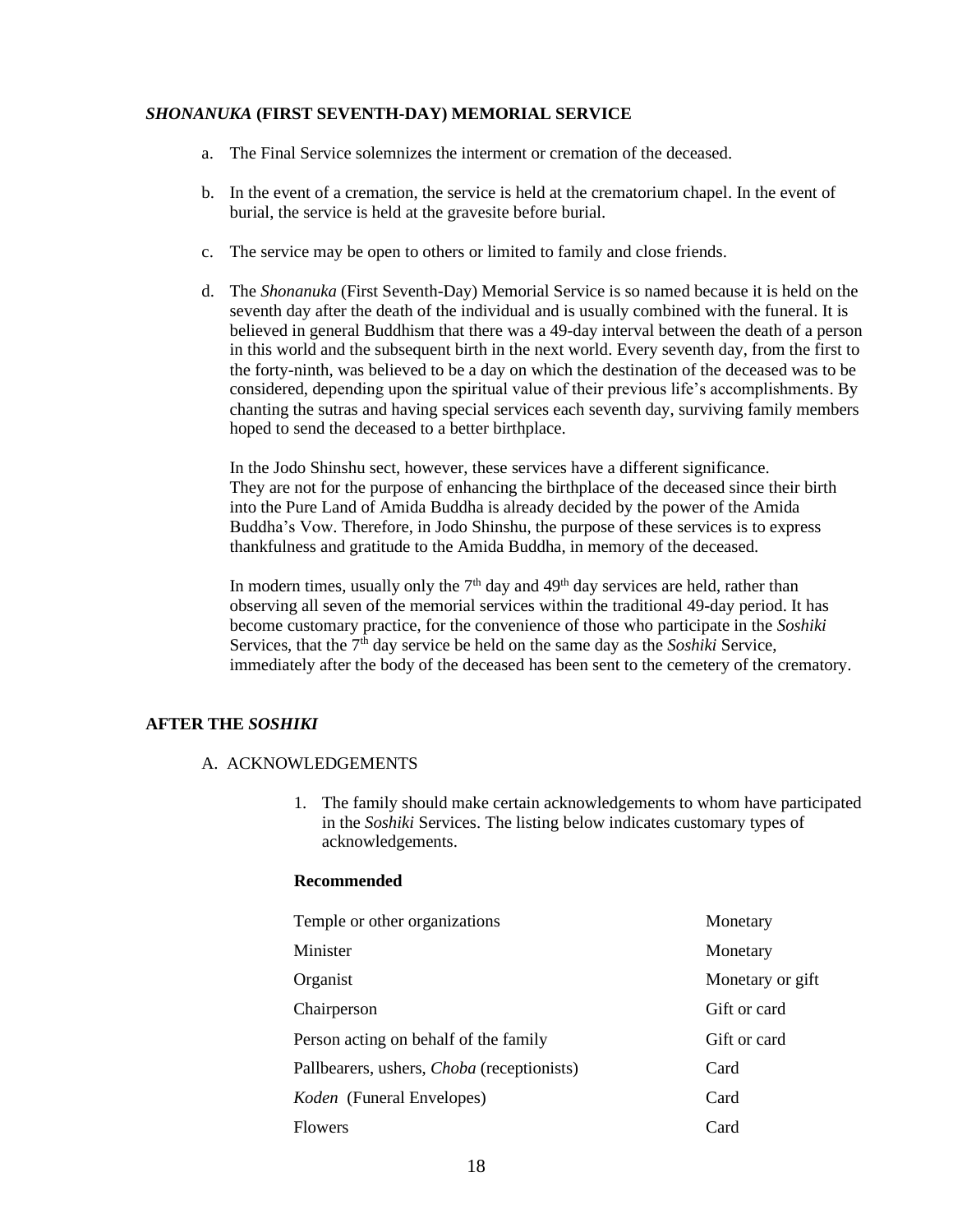### *SHONANUKA* (FIRST SEVENTH-DAY) MEMORIAL SERVICE

a. The Final Service solemnizes the interment or cremation of the deceased.

b. In the event of a cremation, the service is held at the crematorium chapel. In the event of burial, the service is held at the gravesite before burial.

c. The service may be open to others or limited to family and close friends.

d. The *Shonanuka* (First Seventh-Day) Memorial Service is so named because it is held on the seventh day after the death of the individual and is usually combined with the funeral. It is believed in general Buddhism that there was a 49-day interval between the death of a person in this world and the subsequent birth in the next world. Every seventh day, from the first to the forty-ninth, was believed to be a day on which the destination of the deceased was to be considered, depending upon the spiritual value of their previous life's accomplishments. By chanting the sutras and having special services each seventh day, surviving family members hoped to send the deceased to a better birthplace.

   In the Jodo Shinshu sect, however, these services have a different significance. They are not for the purpose of enhancing the birthplace of the deceased since their birth into the Pure Land of Amida Buddha is already decided by the power of the Amida Buddha's Vow. Therefore, in Jodo Shinshu, the purpose of these services is to express thankfulness and gratitude to the Amida Buddha, in memory of the deceased.

   In modern times, usually only the 7th day and 49th day services are held, rather than observing all seven of the memorial services within the traditional 49-day period. It has become customary practice, for the convenience of those who participate in the *Soshiki* Services, that the 7th day service be held on the same day as the *Soshiki* Service, immediately after the body of the deceased has been sent to the cemetery of the crematory.

### AFTER THE *SOSHIKI*

A. ACKNOWLEDGEMENTS

1. The family should make certain acknowledgements to whom have participated in the *Soshiki* Services. The listing below indicates customary types of acknowledgements.

**Recommended**

| | |
|---|---|
| Temple or other organizations | Monetary |
| Minister | Monetary |
| Organist | Monetary or gift |
| Chairperson | Gift or card |
| Person acting on behalf of the family | Gift or card |
| Pallbearers, ushers, *Choba* (receptionists) | Card |
| *Koden* (Funeral Envelopes) | Card |
| Flowers | Card |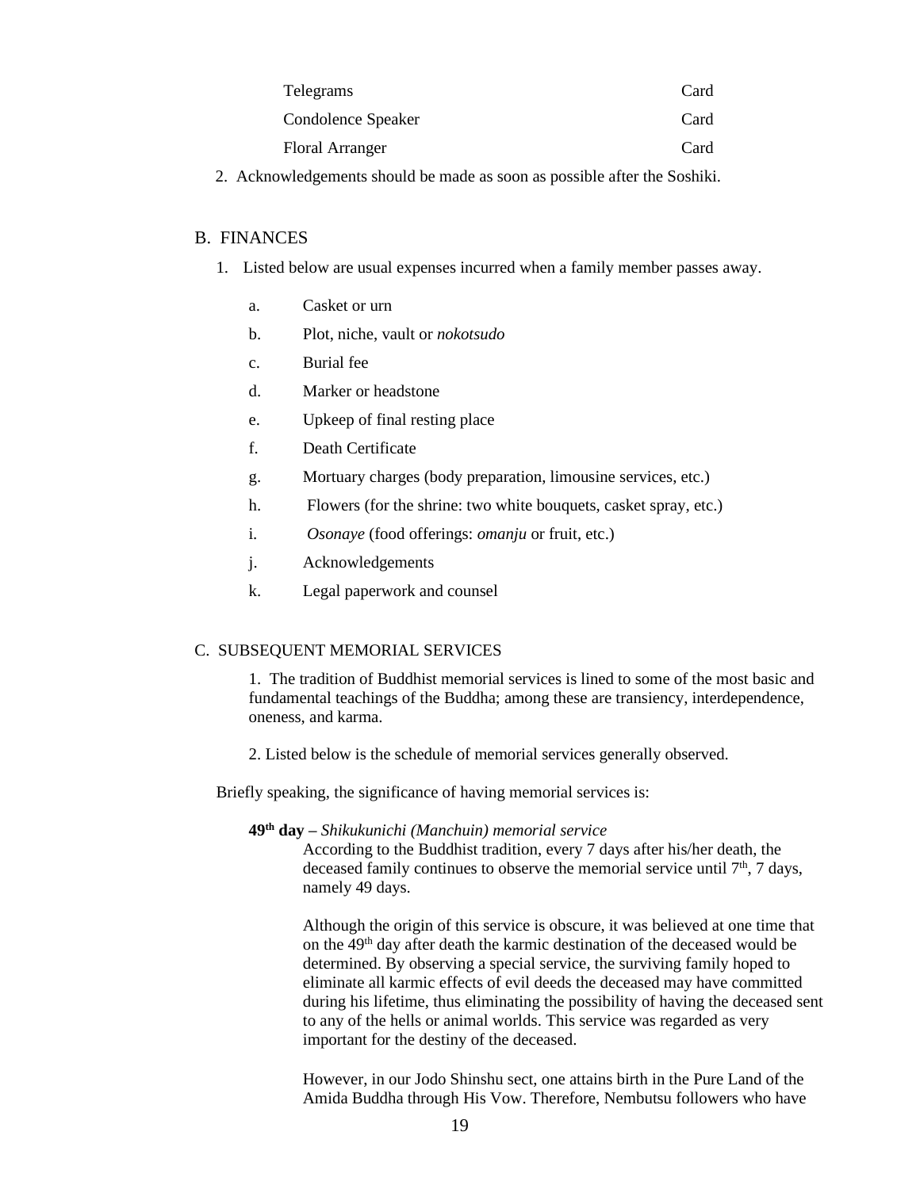| | |
|---|---|
| Telegrams | Card |
| Condolence Speaker | Card |
| Floral Arranger | Card |

2. Acknowledgements should be made as soon as possible after the Soshiki.

## B. FINANCES

1. Listed below are usual expenses incurred when a family member passes away.

   a. Casket or urn

   b. Plot, niche, vault or *nokotsudo*

   c. Burial fee

   d. Marker or headstone

   e. Upkeep of final resting place

   f. Death Certificate

   g. Mortuary charges (body preparation, limousine services, etc.)

   h. Flowers (for the shrine: two white bouquets, casket spray, etc.)

   i. *Osonaye* (food offerings: *omanju* or fruit, etc.)

   j. Acknowledgements

   k. Legal paperwork and counsel

## C. SUBSEQUENT MEMORIAL SERVICES

1. The tradition of Buddhist memorial services is lined to some of the most basic and fundamental teachings of the Buddha; among these are transiency, interdependence, oneness, and karma.

2. Listed below is the schedule of memorial services generally observed.

Briefly speaking, the significance of having memorial services is:

**49th day** – *Shikukunichi (Manchuin) memorial service*

According to the Buddhist tradition, every 7 days after his/her death, the deceased family continues to observe the memorial service until 7th, 7 days, namely 49 days.

Although the origin of this service is obscure, it was believed at one time that on the 49th day after death the karmic destination of the deceased would be determined. By observing a special service, the surviving family hoped to eliminate all karmic effects of evil deeds the deceased may have committed during his lifetime, thus eliminating the possibility of having the deceased sent to any of the hells or animal worlds. This service was regarded as very important for the destiny of the deceased.

However, in our Jodo Shinshu sect, one attains birth in the Pure Land of the Amida Buddha through His Vow. Therefore, Nembutsu followers who have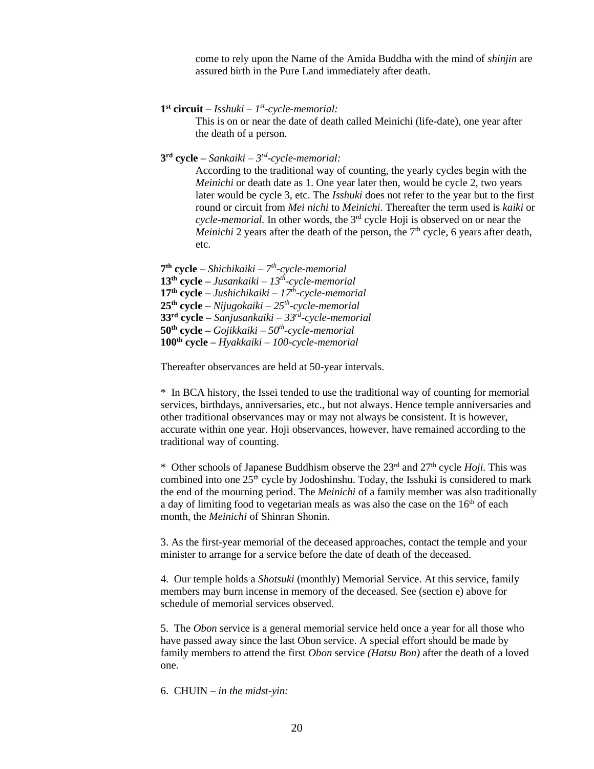come to rely upon the Name of the Amida Buddha with the mind of *shinjin* are assured birth in the Pure Land immediately after death.

**1st circuit –** *Isshuki – 1st-cycle-memorial:*

This is on or near the date of death called Meinichi (life-date), one year after the death of a person.

**3rd cycle –** *Sankaiki – 3rd-cycle-memorial:*

According to the traditional way of counting, the yearly cycles begin with the *Meinichi* or death date as 1. One year later then, would be cycle 2, two years later would be cycle 3, etc. The *Isshuki* does not refer to the year but to the first round or circuit from *Mei nichi* to *Meinichi.* Thereafter the term used is *kaiki* or *cycle-memorial.* In other words, the 3rd cycle Hoji is observed on or near the *Meinichi* 2 years after the death of the person, the 7th cycle, 6 years after death, etc.

**7th cycle –** *Shichikaiki – 7th-cycle-memorial*
**13th cycle –** *Jusankaiki – 13th-cycle-memorial*
**17th cycle –** *Jushichikaiki – 17th-cycle-memorial*
**25th cycle –** *Nijugokaiki – 25th-cycle-memorial*
**33rd cycle –** *Sanjusankaiki – 33rd-cycle-memorial*
**50th cycle –** *Gojikkaiki – 50th-cycle-memorial*
**100th cycle –** *Hyakkaiki – 100-cycle-memorial*

Thereafter observances are held at 50-year intervals.

\* In BCA history, the Issei tended to use the traditional way of counting for memorial services, birthdays, anniversaries, etc., but not always. Hence temple anniversaries and other traditional observances may or may not always be consistent. It is however, accurate within one year. Hoji observances, however, have remained according to the traditional way of counting.

\* Other schools of Japanese Buddhism observe the 23rd and 27th cycle *Hoji.* This was combined into one 25th cycle by Jodoshinshu. Today, the Isshuki is considered to mark the end of the mourning period. The *Meinichi* of a family member was also traditionally a day of limiting food to vegetarian meals as was also the case on the 16th of each month, the *Meinichi* of Shinran Shonin.

3. As the first-year memorial of the deceased approaches, contact the temple and your minister to arrange for a service before the date of death of the deceased.

4. Our temple holds a *Shotsuki* (monthly) Memorial Service. At this service, family members may burn incense in memory of the deceased. See (section e) above for schedule of memorial services observed.

5. The *Obon* service is a general memorial service held once a year for all those who have passed away since the last Obon service. A special effort should be made by family members to attend the first *Obon* service *(Hatsu Bon)* after the death of a loved one.

6. CHUIN – *in the midst-yin:*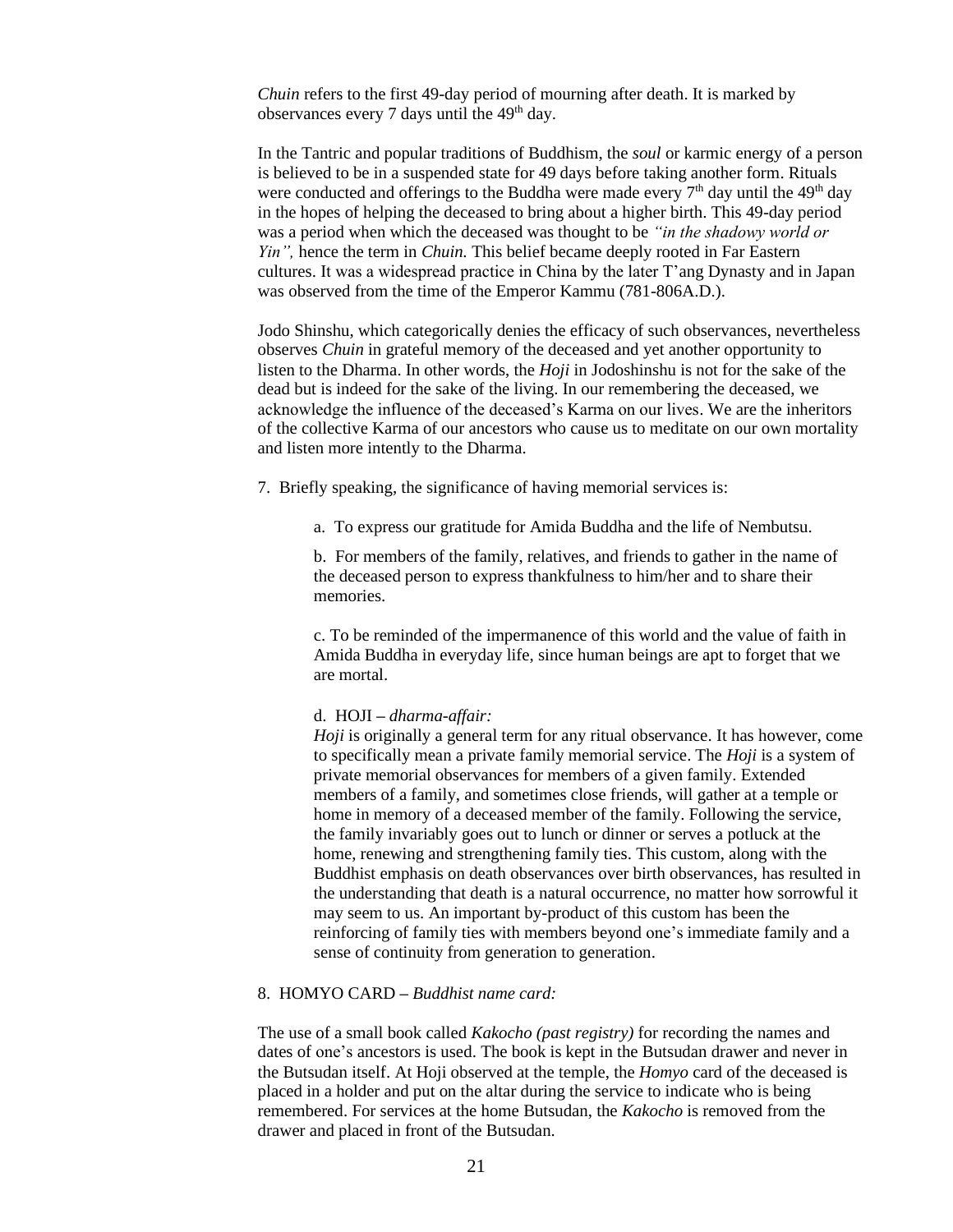*Chuin* refers to the first 49-day period of mourning after death. It is marked by observances every 7 days until the 49th day.

In the Tantric and popular traditions of Buddhism, the *soul* or karmic energy of a person is believed to be in a suspended state for 49 days before taking another form. Rituals were conducted and offerings to the Buddha were made every 7th day until the 49th day in the hopes of helping the deceased to bring about a higher birth. This 49-day period was a period when which the deceased was thought to be *"in the shadowy world or Yin",* hence the term in *Chuin.* This belief became deeply rooted in Far Eastern cultures. It was a widespread practice in China by the later T'ang Dynasty and in Japan was observed from the time of the Emperor Kammu (781-806A.D.).

Jodo Shinshu, which categorically denies the efficacy of such observances, nevertheless observes *Chuin* in grateful memory of the deceased and yet another opportunity to listen to the Dharma. In other words, the *Hoji* in Jodoshinshu is not for the sake of the dead but is indeed for the sake of the living. In our remembering the deceased, we acknowledge the influence of the deceased's Karma on our lives. We are the inheritors of the collective Karma of our ancestors who cause us to meditate on our own mortality and listen more intently to the Dharma.

7. Briefly speaking, the significance of having memorial services is:

a. To express our gratitude for Amida Buddha and the life of Nembutsu.

b. For members of the family, relatives, and friends to gather in the name of the deceased person to express thankfulness to him/her and to share their memories.

c. To be reminded of the impermanence of this world and the value of faith in Amida Buddha in everyday life, since human beings are apt to forget that we are mortal.

d. HOJI – *dharma-affair:*

*Hoji* is originally a general term for any ritual observance. It has however, come to specifically mean a private family memorial service. The *Hoji* is a system of private memorial observances for members of a given family. Extended members of a family, and sometimes close friends, will gather at a temple or home in memory of a deceased member of the family. Following the service, the family invariably goes out to lunch or dinner or serves a potluck at the home, renewing and strengthening family ties. This custom, along with the Buddhist emphasis on death observances over birth observances, has resulted in the understanding that death is a natural occurrence, no matter how sorrowful it may seem to us. An important by-product of this custom has been the reinforcing of family ties with members beyond one's immediate family and a sense of continuity from generation to generation.

8. HOMYO CARD – *Buddhist name card:*

The use of a small book called *Kakocho (past registry)* for recording the names and dates of one's ancestors is used. The book is kept in the Butsudan drawer and never in the Butsudan itself. At Hoji observed at the temple, the *Homyo* card of the deceased is placed in a holder and put on the altar during the service to indicate who is being remembered. For services at the home Butsudan, the *Kakocho* is removed from the drawer and placed in front of the Butsudan.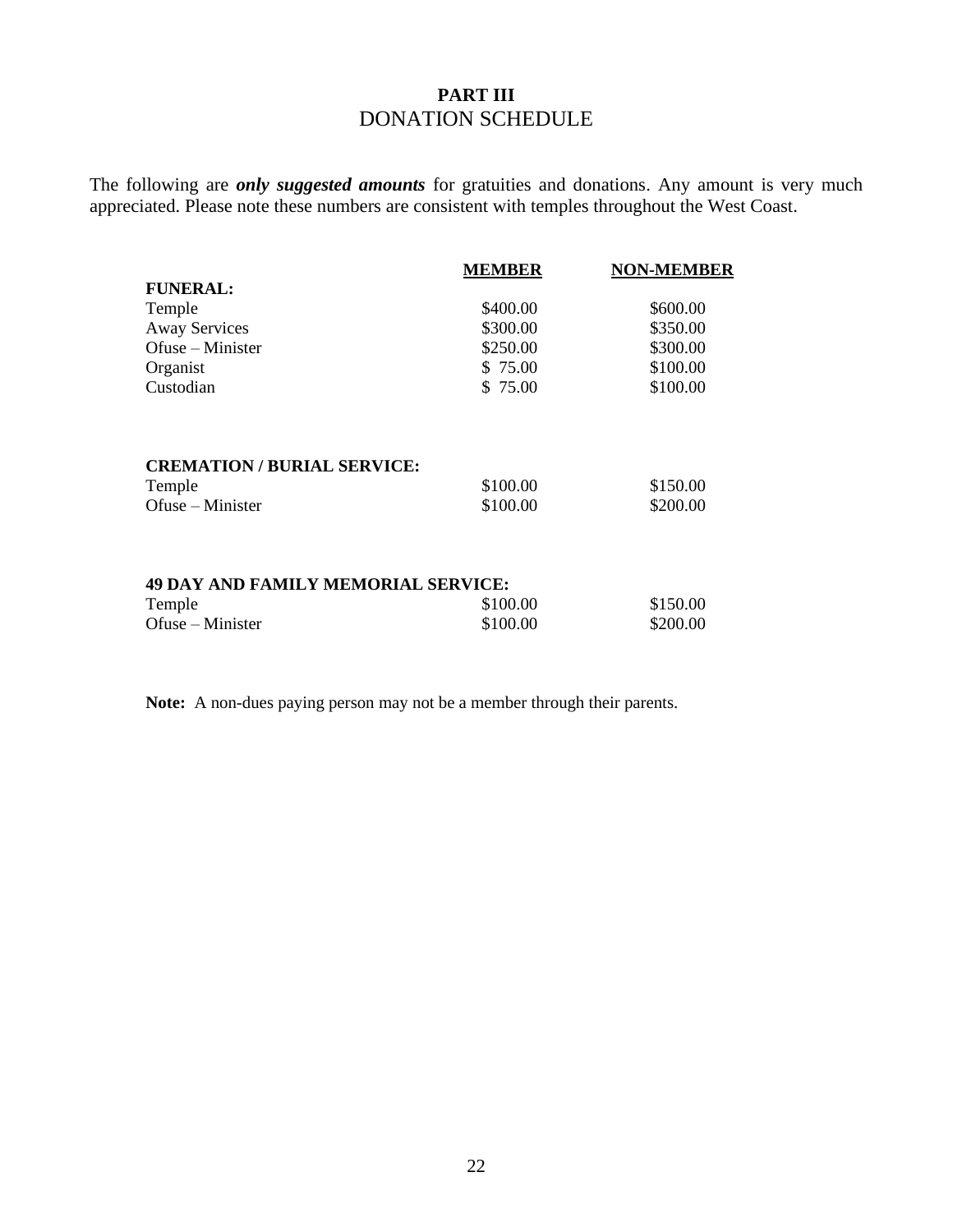## PART III
## DONATION SCHEDULE

The following are ***only suggested amounts*** for gratuities and donations. Any amount is very much appreciated. Please note these numbers are consistent with temples throughout the West Coast.

| | MEMBER | NON-MEMBER |
|---|---|---|
| **FUNERAL:** | | |
| Temple | $400.00 | $600.00 |
| Away Services | $300.00 | $350.00 |
| Ofuse – Minister | $250.00 | $300.00 |
| Organist | $ 75.00 | $100.00 |
| Custodian | $ 75.00 | $100.00 |
| **CREMATION / BURIAL SERVICE:** | | |
| Temple | $100.00 | $150.00 |
| Ofuse – Minister | $100.00 | $200.00 |
| **49 DAY AND FAMILY MEMORIAL SERVICE:** | | |
| Temple | $100.00 | $150.00 |
| Ofuse – Minister | $100.00 | $200.00 |

**Note:** A non-dues paying person may not be a member through their parents.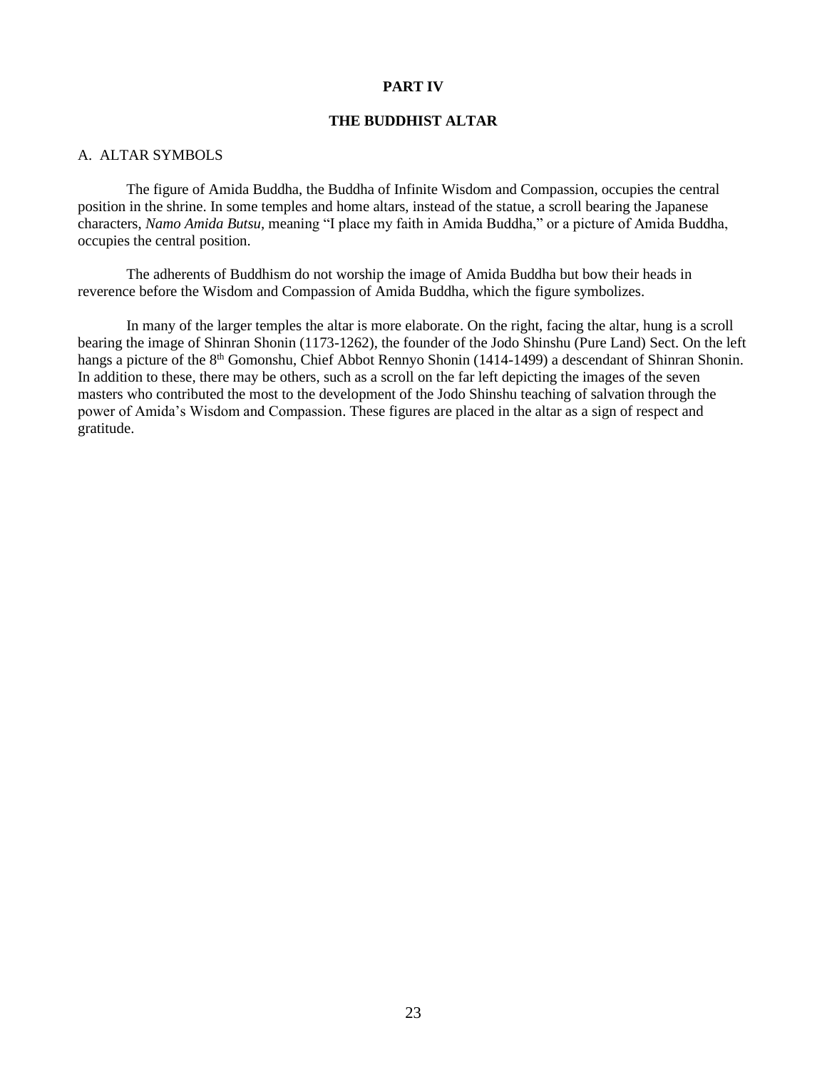# PART IV

## THE BUDDHIST ALTAR

### A. ALTAR SYMBOLS

The figure of Amida Buddha, the Buddha of Infinite Wisdom and Compassion, occupies the central position in the shrine. In some temples and home altars, instead of the statue, a scroll bearing the Japanese characters, *Namo Amida Butsu,* meaning "I place my faith in Amida Buddha," or a picture of Amida Buddha, occupies the central position.

The adherents of Buddhism do not worship the image of Amida Buddha but bow their heads in reverence before the Wisdom and Compassion of Amida Buddha, which the figure symbolizes.

In many of the larger temples the altar is more elaborate. On the right, facing the altar, hung is a scroll bearing the image of Shinran Shonin (1173-1262), the founder of the Jodo Shinshu (Pure Land) Sect. On the left hangs a picture of the 8th Gomonshu, Chief Abbot Rennyo Shonin (1414-1499) a descendant of Shinran Shonin. In addition to these, there may be others, such as a scroll on the far left depicting the images of the seven masters who contributed the most to the development of the Jodo Shinshu teaching of salvation through the power of Amida's Wisdom and Compassion. These figures are placed in the altar as a sign of respect and gratitude.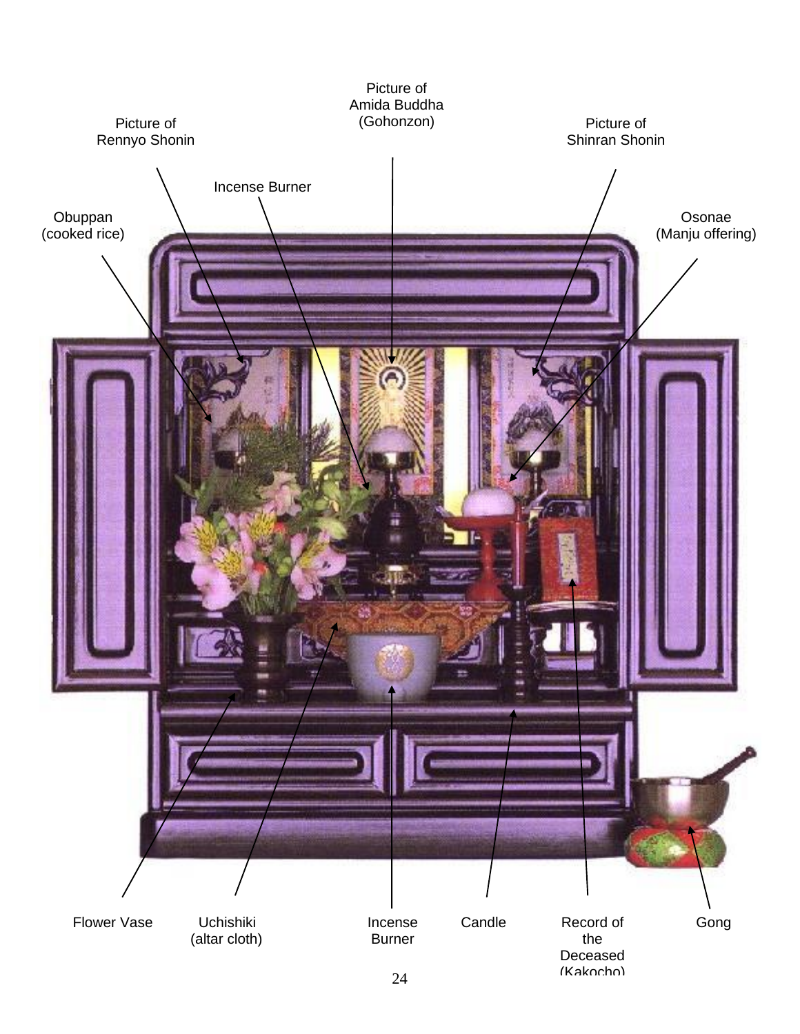Picture of Amida Buddha (Gohonzon)

Picture of Rennyo Shonin

Picture of Shinran Shonin

Incense Burner

Obuppan (cooked rice)

Osonae (Manju offering)

Flower Vase

Uchishiki (altar cloth)

Incense Burner

Candle

Record of the Deceased (Kakocho)

Gong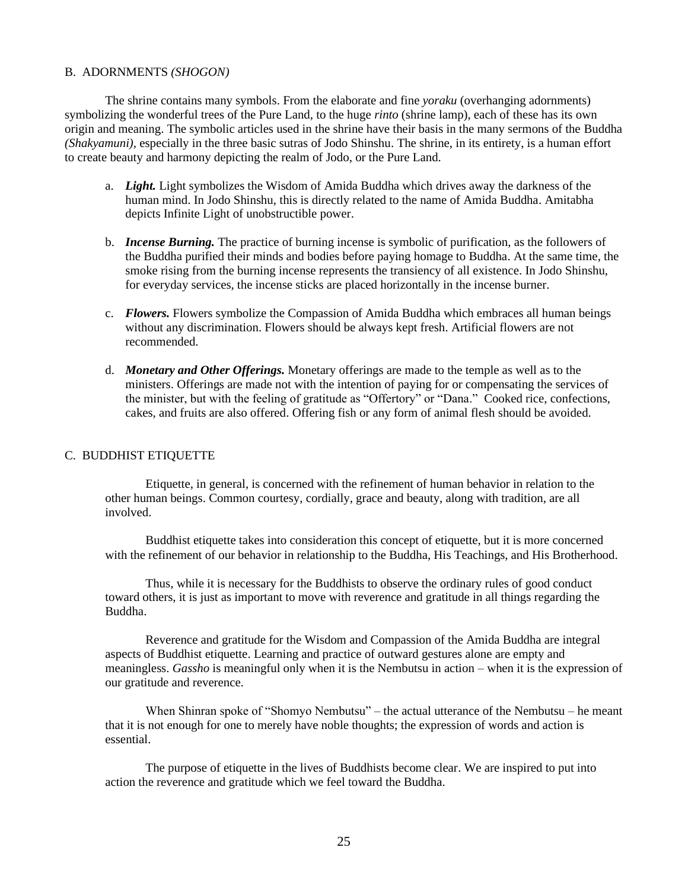## B. ADORNMENTS *(SHOGON)*

The shrine contains many symbols. From the elaborate and fine *yoraku* (overhanging adornments) symbolizing the wonderful trees of the Pure Land, to the huge *rinto* (shrine lamp), each of these has its own origin and meaning. The symbolic articles used in the shrine have their basis in the many sermons of the Buddha *(Shakyamuni)*, especially in the three basic sutras of Jodo Shinshu. The shrine, in its entirety, is a human effort to create beauty and harmony depicting the realm of Jodo, or the Pure Land.

a. ***Light.*** Light symbolizes the Wisdom of Amida Buddha which drives away the darkness of the human mind. In Jodo Shinshu, this is directly related to the name of Amida Buddha. Amitabha depicts Infinite Light of unobstructible power.

b. ***Incense Burning.*** The practice of burning incense is symbolic of purification, as the followers of the Buddha purified their minds and bodies before paying homage to Buddha. At the same time, the smoke rising from the burning incense represents the transiency of all existence. In Jodo Shinshu, for everyday services, the incense sticks are placed horizontally in the incense burner.

c. ***Flowers.*** Flowers symbolize the Compassion of Amida Buddha which embraces all human beings without any discrimination. Flowers should be always kept fresh. Artificial flowers are not recommended.

d. ***Monetary and Other Offerings.*** Monetary offerings are made to the temple as well as to the ministers. Offerings are made not with the intention of paying for or compensating the services of the minister, but with the feeling of gratitude as "Offertory" or "Dana." Cooked rice, confections, cakes, and fruits are also offered. Offering fish or any form of animal flesh should be avoided.

## C. BUDDHIST ETIQUETTE

Etiquette, in general, is concerned with the refinement of human behavior in relation to the other human beings. Common courtesy, cordially, grace and beauty, along with tradition, are all involved.

Buddhist etiquette takes into consideration this concept of etiquette, but it is more concerned with the refinement of our behavior in relationship to the Buddha, His Teachings, and His Brotherhood.

Thus, while it is necessary for the Buddhists to observe the ordinary rules of good conduct toward others, it is just as important to move with reverence and gratitude in all things regarding the Buddha.

Reverence and gratitude for the Wisdom and Compassion of the Amida Buddha are integral aspects of Buddhist etiquette. Learning and practice of outward gestures alone are empty and meaningless. *Gassho* is meaningful only when it is the Nembutsu in action – when it is the expression of our gratitude and reverence.

When Shinran spoke of "Shomyo Nembutsu" – the actual utterance of the Nembutsu – he meant that it is not enough for one to merely have noble thoughts; the expression of words and action is essential.

The purpose of etiquette in the lives of Buddhists become clear. We are inspired to put into action the reverence and gratitude which we feel toward the Buddha.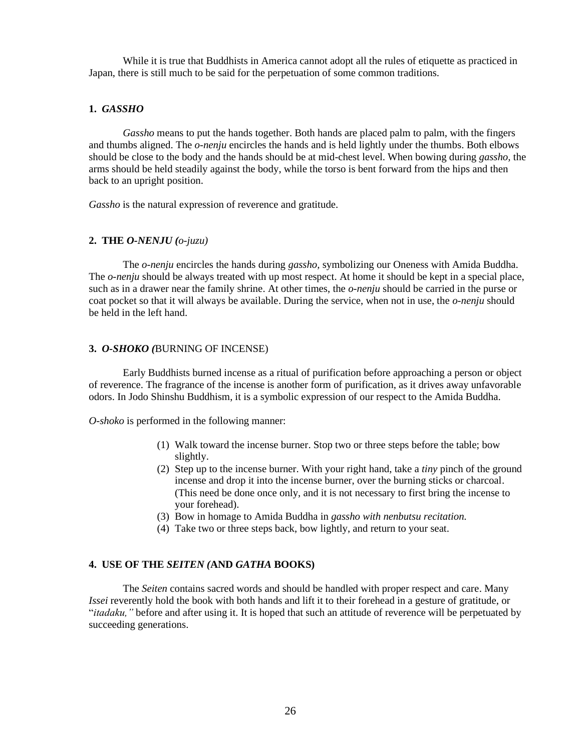While it is true that Buddhists in America cannot adopt all the rules of etiquette as practiced in Japan, there is still much to be said for the perpetuation of some common traditions.

### 1. *GASSHO*

*Gassho* means to put the hands together. Both hands are placed palm to palm, with the fingers and thumbs aligned. The *o-nenju* encircles the hands and is held lightly under the thumbs. Both elbows should be close to the body and the hands should be at mid-chest level. When bowing during *gassho,* the arms should be held steadily against the body, while the torso is bent forward from the hips and then back to an upright position.

*Gassho* is the natural expression of reverence and gratitude.

### 2. THE *O-NENJU (o-juzu)*

The *o-nenju* encircles the hands during *gassho,* symbolizing our Oneness with Amida Buddha. The *o-nenju* should be always treated with up most respect. At home it should be kept in a special place, such as in a drawer near the family shrine. At other times, the *o-nenju* should be carried in the purse or coat pocket so that it will always be available. During the service, when not in use, the *o-nenju* should be held in the left hand.

### 3. *O-SHOKO (*BURNING OF INCENSE)

Early Buddhists burned incense as a ritual of purification before approaching a person or object of reverence. The fragrance of the incense is another form of purification, as it drives away unfavorable odors. In Jodo Shinshu Buddhism, it is a symbolic expression of our respect to the Amida Buddha.

*O-shoko* is performed in the following manner:

(1) Walk toward the incense burner. Stop two or three steps before the table; bow slightly.
(2) Step up to the incense burner. With your right hand, take a *tiny* pinch of the ground incense and drop it into the incense burner, over the burning sticks or charcoal. (This need be done once only, and it is not necessary to first bring the incense to your forehead).
(3) Bow in homage to Amida Buddha in *gassho with nenbutsu recitation.*
(4) Take two or three steps back, bow lightly, and return to your seat.

### 4. USE OF THE *SEITEN (*AND *GATHA* BOOKS)

The *Seiten* contains sacred words and should be handled with proper respect and care. Many *Issei* reverently hold the book with both hands and lift it to their forehead in a gesture of gratitude, or "*itadaku,"* before and after using it. It is hoped that such an attitude of reverence will be perpetuated by succeeding generations.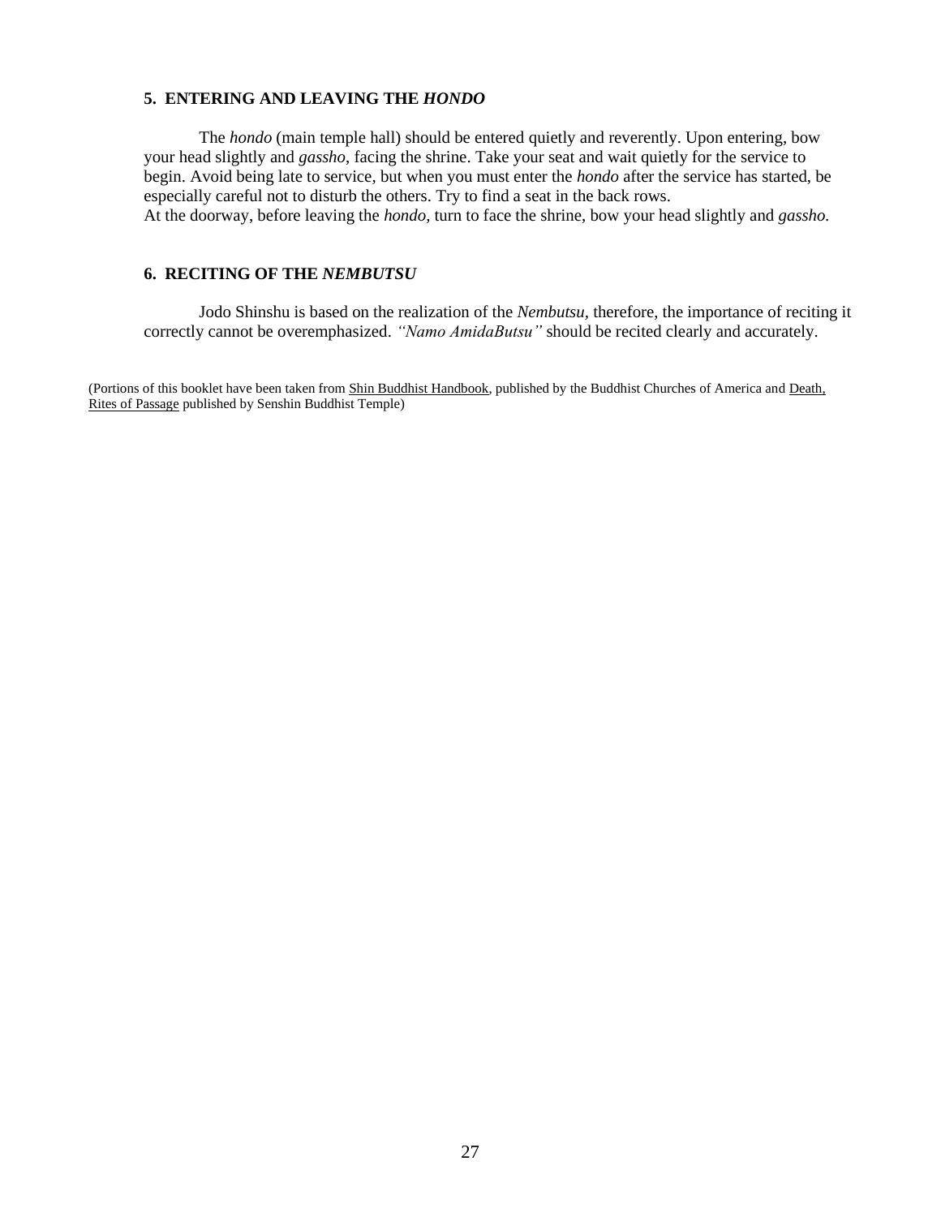### 5. ENTERING AND LEAVING THE *HONDO*

The *hondo* (main temple hall) should be entered quietly and reverently. Upon entering, bow your head slightly and *gassho*, facing the shrine. Take your seat and wait quietly for the service to begin. Avoid being late to service, but when you must enter the *hondo* after the service has started, be especially careful not to disturb the others. Try to find a seat in the back rows.
At the doorway, before leaving the *hondo,* turn to face the shrine, bow your head slightly and *gassho.*

### 6. RECITING OF THE *NEMBUTSU*

Jodo Shinshu is based on the realization of the *Nembutsu,* therefore, the importance of reciting it correctly cannot be overemphasized. *"Namo AmidaButsu"* should be recited clearly and accurately.

(Portions of this booklet have been taken from <u>Shin Buddhist Handbook</u>, published by the Buddhist Churches of America and <u>Death, Rites of Passage</u> published by Senshin Buddhist Temple)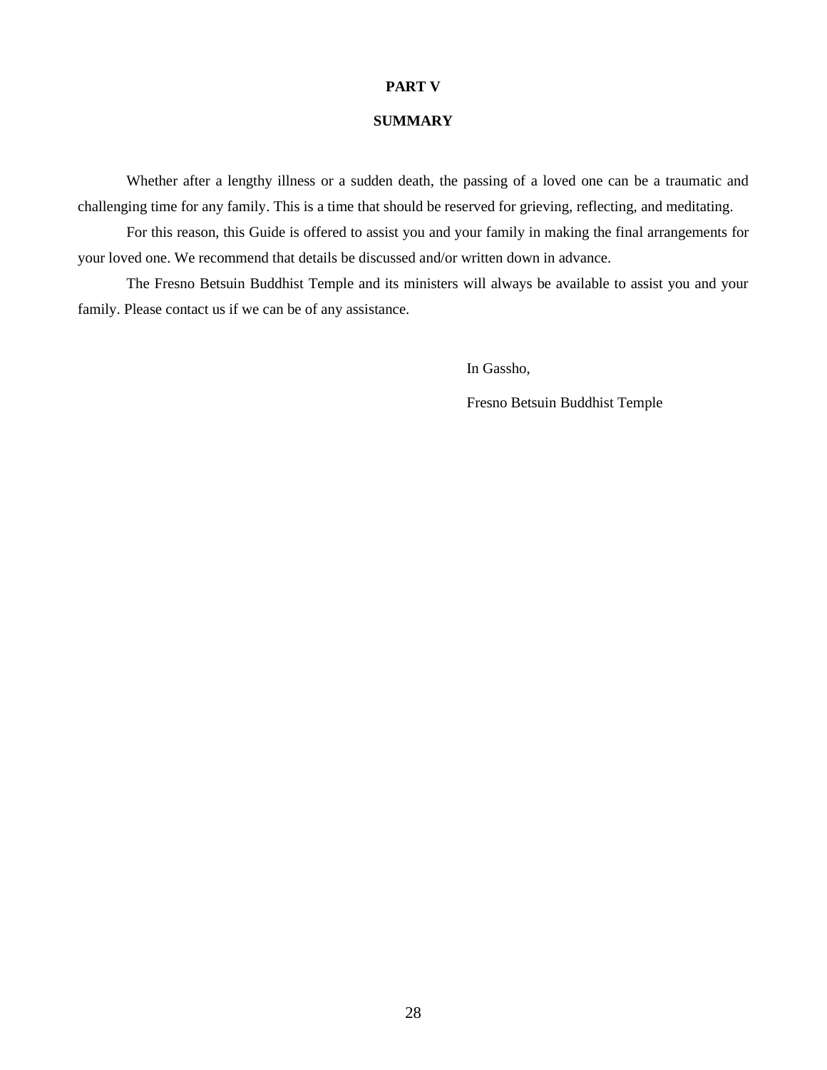## PART V

## SUMMARY

Whether after a lengthy illness or a sudden death, the passing of a loved one can be a traumatic and challenging time for any family. This is a time that should be reserved for grieving, reflecting, and meditating.

For this reason, this Guide is offered to assist you and your family in making the final arrangements for your loved one. We recommend that details be discussed and/or written down in advance.

The Fresno Betsuin Buddhist Temple and its ministers will always be available to assist you and your family. Please contact us if we can be of any assistance.

In Gassho,

Fresno Betsuin Buddhist Temple